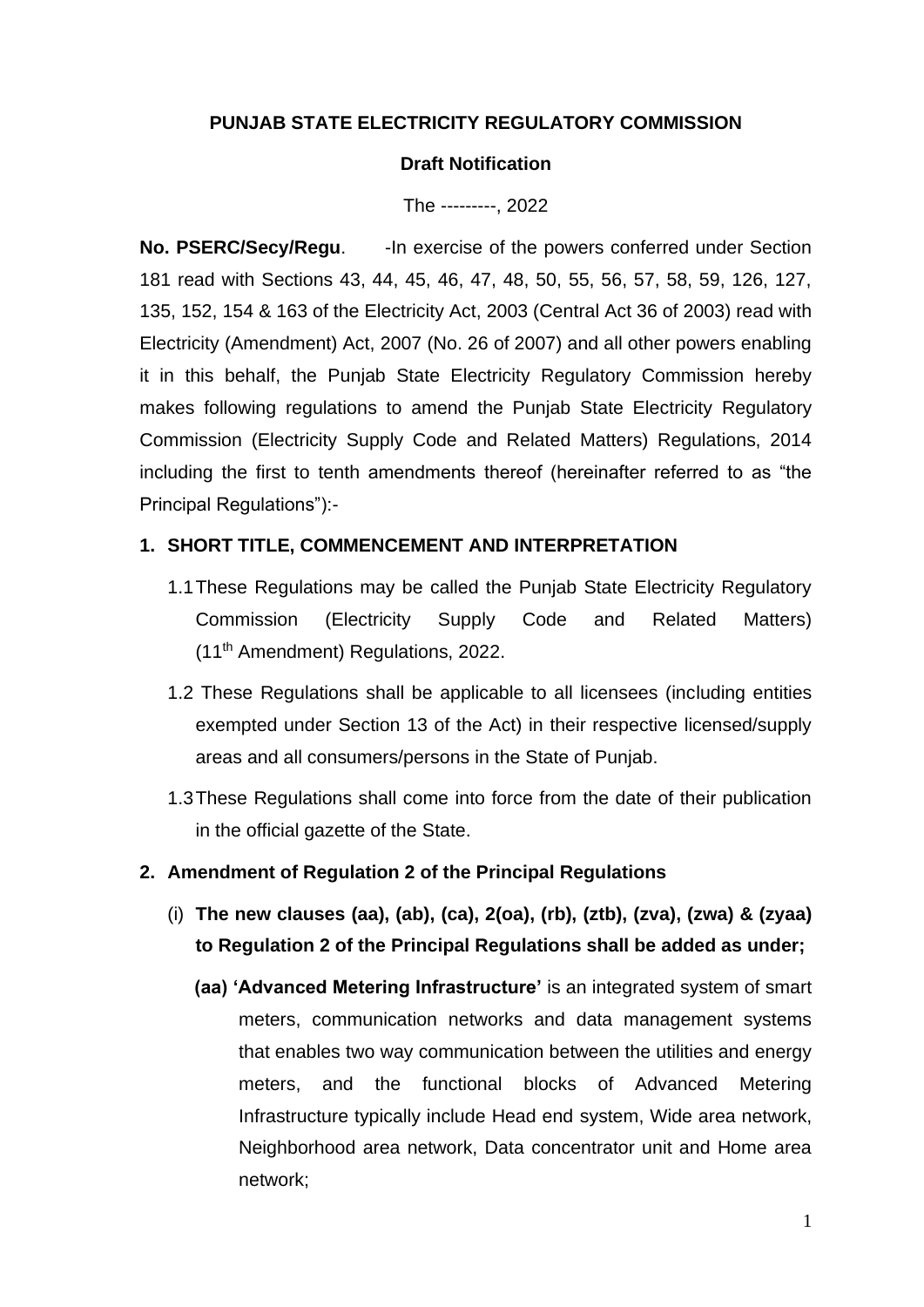**PUNJAB STATE ELECTRICITY REGULATORY COMMISSION**

**Draft Notification**

The ---------, 2022

**No. PSERC/Secy/Regu**. -In exercise of the powers conferred under Section 181 read with Sections 43, 44, 45, 46, 47, 48, 50, 55, 56, 57, 58, 59, 126, 127, 135, 152, 154 & 163 of the Electricity Act, 2003 (Central Act 36 of 2003) read with Electricity (Amendment) Act, 2007 (No. 26 of 2007) and all other powers enabling it in this behalf, the Punjab State Electricity Regulatory Commission hereby makes following regulations to amend the Punjab State Electricity Regulatory Commission (Electricity Supply Code and Related Matters) Regulations, 2014 including the first to tenth amendments thereof (hereinafter referred to as "the Principal Regulations"):-

## 1. SHORT TITLE, COMMENCEMENT AND INTERPRETATION

1.1 These Regulations may be called the Punjab State Electricity Regulatory Commission (Electricity Supply Code and Related Matters) (11th Amendment) Regulations, 2022.

1.2 These Regulations shall be applicable to all licensees (including entities exempted under Section 13 of the Act) in their respective licensed/supply areas and all consumers/persons in the State of Punjab.

1.3 These Regulations shall come into force from the date of their publication in the official gazette of the State.

## 2. Amendment of Regulation 2 of the Principal Regulations

(i) **The new clauses (aa), (ab), (ca), 2(oa), (rb), (ztb), (zva), (zwa) & (zyaa) to Regulation 2 of the Principal Regulations shall be added as under;**

**(aa) 'Advanced Metering Infrastructure'** is an integrated system of smart meters, communication networks and data management systems that enables two way communication between the utilities and energy meters, and the functional blocks of Advanced Metering Infrastructure typically include Head end system, Wide area network, Neighborhood area network, Data concentrator unit and Home area network;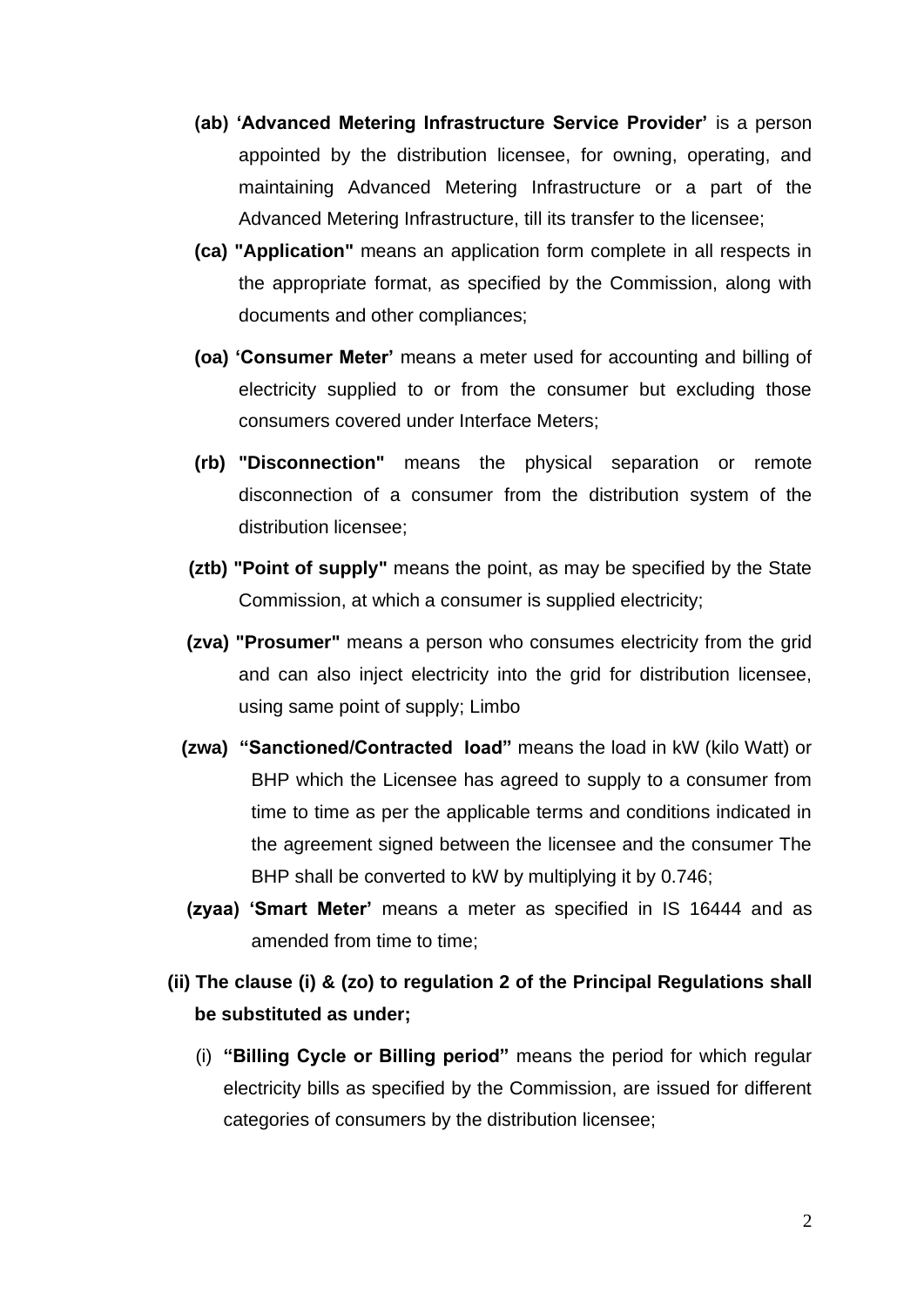(ab) **'Advanced Metering Infrastructure Service Provider'** is a person appointed by the distribution licensee, for owning, operating, and maintaining Advanced Metering Infrastructure or a part of the Advanced Metering Infrastructure, till its transfer to the licensee;

(ca) **"Application"** means an application form complete in all respects in the appropriate format, as specified by the Commission, along with documents and other compliances;

(oa) **'Consumer Meter'** means a meter used for accounting and billing of electricity supplied to or from the consumer but excluding those consumers covered under Interface Meters;

(rb) **"Disconnection"** means the physical separation or remote disconnection of a consumer from the distribution system of the distribution licensee;

(ztb) **"Point of supply"** means the point, as may be specified by the State Commission, at which a consumer is supplied electricity;

(zva) **"Prosumer"** means a person who consumes electricity from the grid and can also inject electricity into the grid for distribution licensee, using same point of supply; Limbo

(zwa) **"Sanctioned/Contracted load"** means the load in kW (kilo Watt) or BHP which the Licensee has agreed to supply to a consumer from time to time as per the applicable terms and conditions indicated in the agreement signed between the licensee and the consumer The BHP shall be converted to kW by multiplying it by 0.746;

(zyaa) **'Smart Meter'** means a meter as specified in IS 16444 and as amended from time to time;

**(ii) The clause (i) & (zo) to regulation 2 of the Principal Regulations shall be substituted as under;**

(i) **"Billing Cycle or Billing period"** means the period for which regular electricity bills as specified by the Commission, are issued for different categories of consumers by the distribution licensee;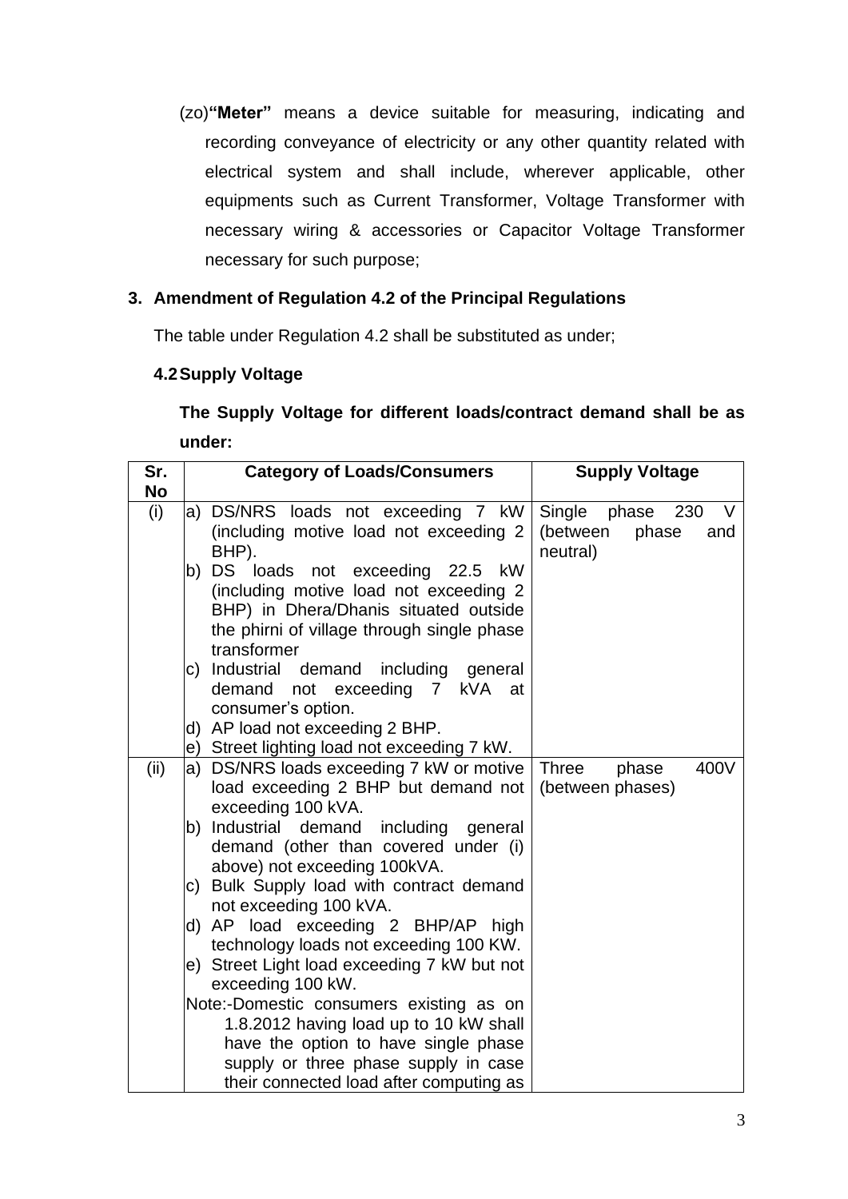(zo)**"Meter"** means a device suitable for measuring, indicating and recording conveyance of electricity or any other quantity related with electrical system and shall include, wherever applicable, other equipments such as Current Transformer, Voltage Transformer with necessary wiring & accessories or Capacitor Voltage Transformer necessary for such purpose;

**3. Amendment of Regulation 4.2 of the Principal Regulations**

The table under Regulation 4.2 shall be substituted as under;

**4.2 Supply Voltage**

**The Supply Voltage for different loads/contract demand shall be as under:**

| Sr. No | Category of Loads/Consumers | Supply Voltage |
|---|---|---|
| (i) | a) DS/NRS loads not exceeding 7 kW (including motive load not exceeding 2 BHP).<br>b) DS loads not exceeding 22.5 kW (including motive load not exceeding 2 BHP) in Dhera/Dhanis situated outside the phirni of village through single phase transformer<br>c) Industrial demand including general demand not exceeding 7 kVA at consumer's option.<br>d) AP load not exceeding 2 BHP.<br>e) Street lighting load not exceeding 7 kW. | Single phase 230 V (between phase and neutral) |
| (ii) | a) DS/NRS loads exceeding 7 kW or motive load exceeding 2 BHP but demand not exceeding 100 kVA.<br>b) Industrial demand including general demand (other than covered under (i) above) not exceeding 100kVA.<br>c) Bulk Supply load with contract demand not exceeding 100 kVA.<br>d) AP load exceeding 2 BHP/AP high technology loads not exceeding 100 KW.<br>e) Street Light load exceeding 7 kW but not exceeding 100 kW.<br>Note:-Domestic consumers existing as on 1.8.2012 having load up to 10 kW shall have the option to have single phase supply or three phase supply in case their connected load after computing as | Three phase 400V (between phases) |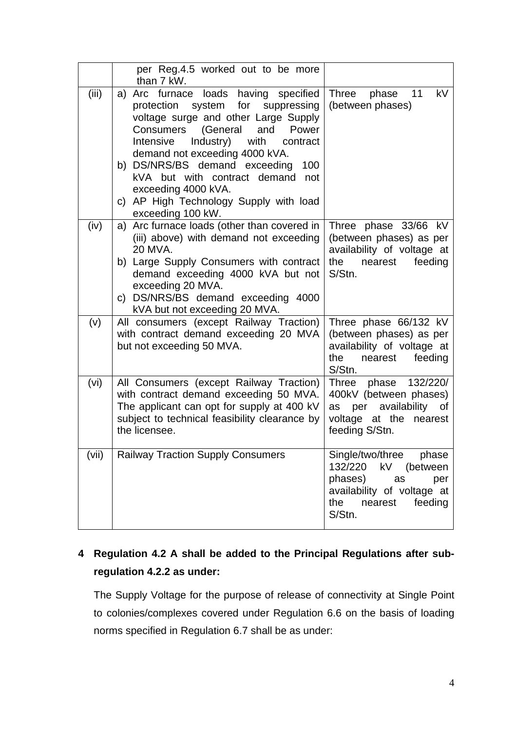|  |  |  |
|---|---|---|
|  | per Reg.4.5 worked out to be more than 7 kW. |  |
| (iii) | a) Arc furnace loads having specified protection system for suppressing voltage surge and other Large Supply Consumers (General and Power Intensive Industry) with contract demand not exceeding 4000 kVA.<br>b) DS/NRS/BS demand exceeding 100 kVA but with contract demand not exceeding 4000 kVA.<br>c) AP High Technology Supply with load exceeding 100 kW. | Three phase 11 kV (between phases) |
| (iv) | a) Arc furnace loads (other than covered in (iii) above) with demand not exceeding 20 MVA.<br>b) Large Supply Consumers with contract demand exceeding 4000 kVA but not exceeding 20 MVA.<br>c) DS/NRS/BS demand exceeding 4000 kVA but not exceeding 20 MVA. | Three phase 33/66 kV (between phases) as per availability of voltage at the nearest feeding S/Stn. |
| (v) | All consumers (except Railway Traction) with contract demand exceeding 20 MVA but not exceeding 50 MVA. | Three phase 66/132 kV (between phases) as per availability of voltage at the nearest feeding S/Stn. |
| (vi) | All Consumers (except Railway Traction) with contract demand exceeding 50 MVA. The applicant can opt for supply at 400 kV subject to technical feasibility clearance by the licensee. | Three phase 132/220/ 400kV (between phases) as per availability of voltage at the nearest feeding S/Stn. |
| (vii) | Railway Traction Supply Consumers | Single/two/three phase 132/220 kV (between phases) as per availability of voltage at the nearest feeding S/Stn. |

**4 Regulation 4.2 A shall be added to the Principal Regulations after sub-regulation 4.2.2 as under:**

The Supply Voltage for the purpose of release of connectivity at Single Point to colonies/complexes covered under Regulation 6.6 on the basis of loading norms specified in Regulation 6.7 shall be as under: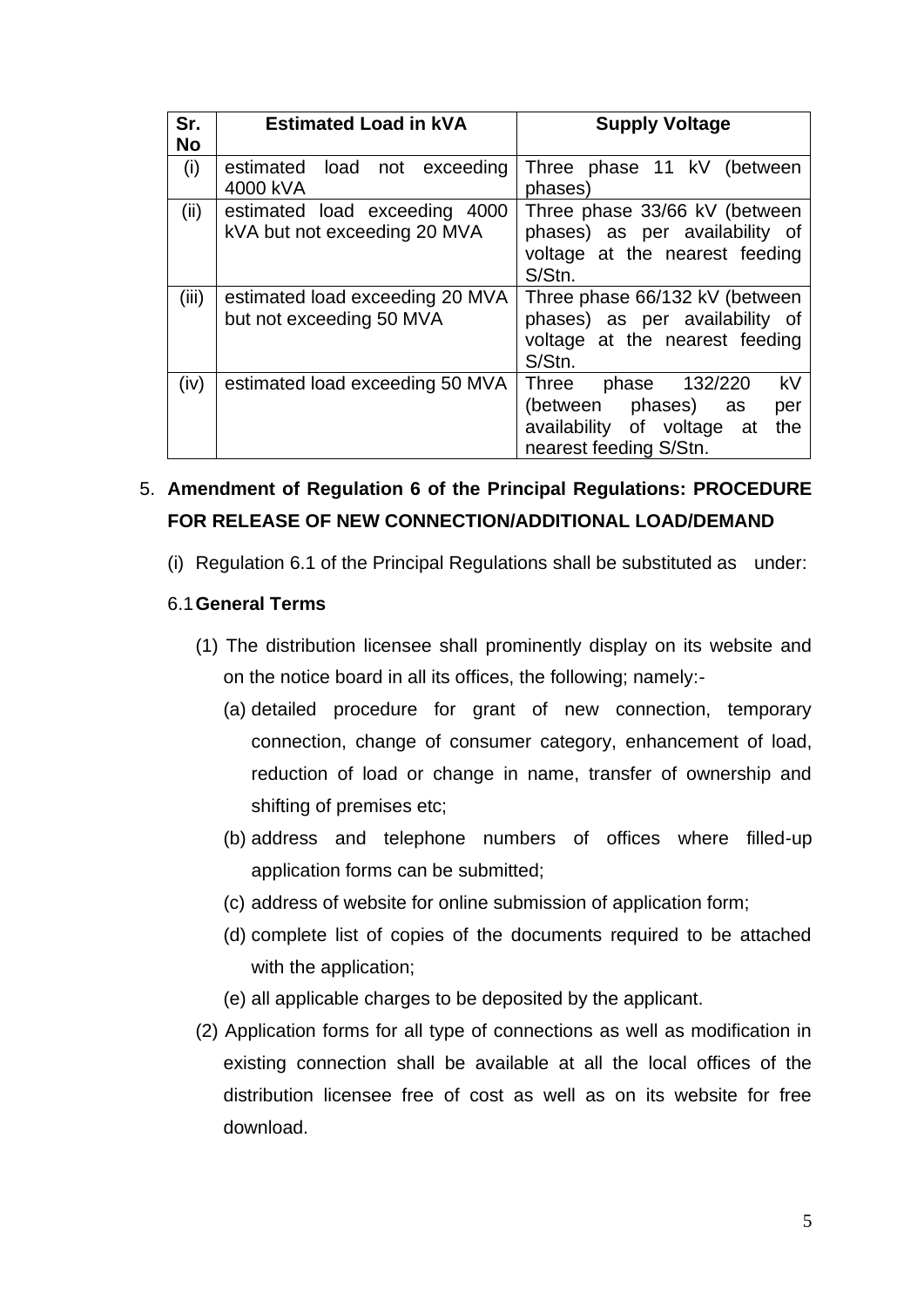| Sr. No | Estimated Load in kVA | Supply Voltage |
|---|---|---|
| (i) | estimated load not exceeding 4000 kVA | Three phase 11 kV (between phases) |
| (ii) | estimated load exceeding 4000 kVA but not exceeding 20 MVA | Three phase 33/66 kV (between phases) as per availability of voltage at the nearest feeding S/Stn. |
| (iii) | estimated load exceeding 20 MVA but not exceeding 50 MVA | Three phase 66/132 kV (between phases) as per availability of voltage at the nearest feeding S/Stn. |
| (iv) | estimated load exceeding 50 MVA | Three phase 132/220 kV (between phases) as per availability of voltage at the nearest feeding S/Stn. |

5. **Amendment of Regulation 6 of the Principal Regulations: PROCEDURE FOR RELEASE OF NEW CONNECTION/ADDITIONAL LOAD/DEMAND**

(i) Regulation 6.1 of the Principal Regulations shall be substituted as under:

6.1 **General Terms**

(1) The distribution licensee shall prominently display on its website and on the notice board in all its offices, the following; namely:-

(a) detailed procedure for grant of new connection, temporary connection, change of consumer category, enhancement of load, reduction of load or change in name, transfer of ownership and shifting of premises etc;

(b) address and telephone numbers of offices where filled-up application forms can be submitted;

(c) address of website for online submission of application form;

(d) complete list of copies of the documents required to be attached with the application;

(e) all applicable charges to be deposited by the applicant.

(2) Application forms for all type of connections as well as modification in existing connection shall be available at all the local offices of the distribution licensee free of cost as well as on its website for free download.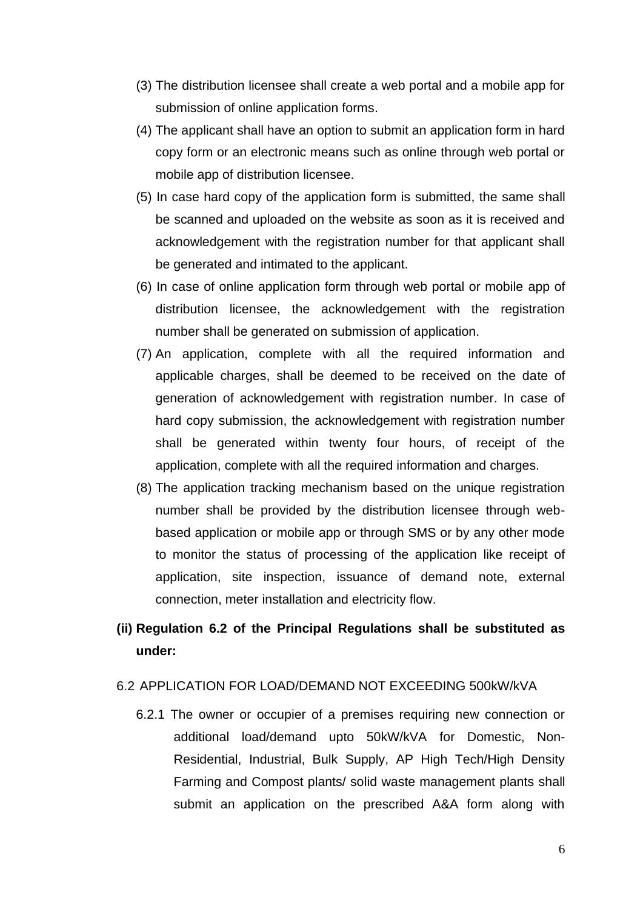(3) The distribution licensee shall create a web portal and a mobile app for submission of online application forms.

(4) The applicant shall have an option to submit an application form in hard copy form or an electronic means such as online through web portal or mobile app of distribution licensee.

(5) In case hard copy of the application form is submitted, the same shall be scanned and uploaded on the website as soon as it is received and acknowledgement with the registration number for that applicant shall be generated and intimated to the applicant.

(6) In case of online application form through web portal or mobile app of distribution licensee, the acknowledgement with the registration number shall be generated on submission of application.

(7) An application, complete with all the required information and applicable charges, shall be deemed to be received on the date of generation of acknowledgement with registration number. In case of hard copy submission, the acknowledgement with registration number shall be generated within twenty four hours, of receipt of the application, complete with all the required information and charges.

(8) The application tracking mechanism based on the unique registration number shall be provided by the distribution licensee through web-based application or mobile app or through SMS or by any other mode to monitor the status of processing of the application like receipt of application, site inspection, issuance of demand note, external connection, meter installation and electricity flow.

**(ii) Regulation 6.2 of the Principal Regulations shall be substituted as under:**

6.2 APPLICATION FOR LOAD/DEMAND NOT EXCEEDING 500kW/kVA

6.2.1 The owner or occupier of a premises requiring new connection or additional load/demand upto 50kW/kVA for Domestic, Non-Residential, Industrial, Bulk Supply, AP High Tech/High Density Farming and Compost plants/ solid waste management plants shall submit an application on the prescribed A&A form along with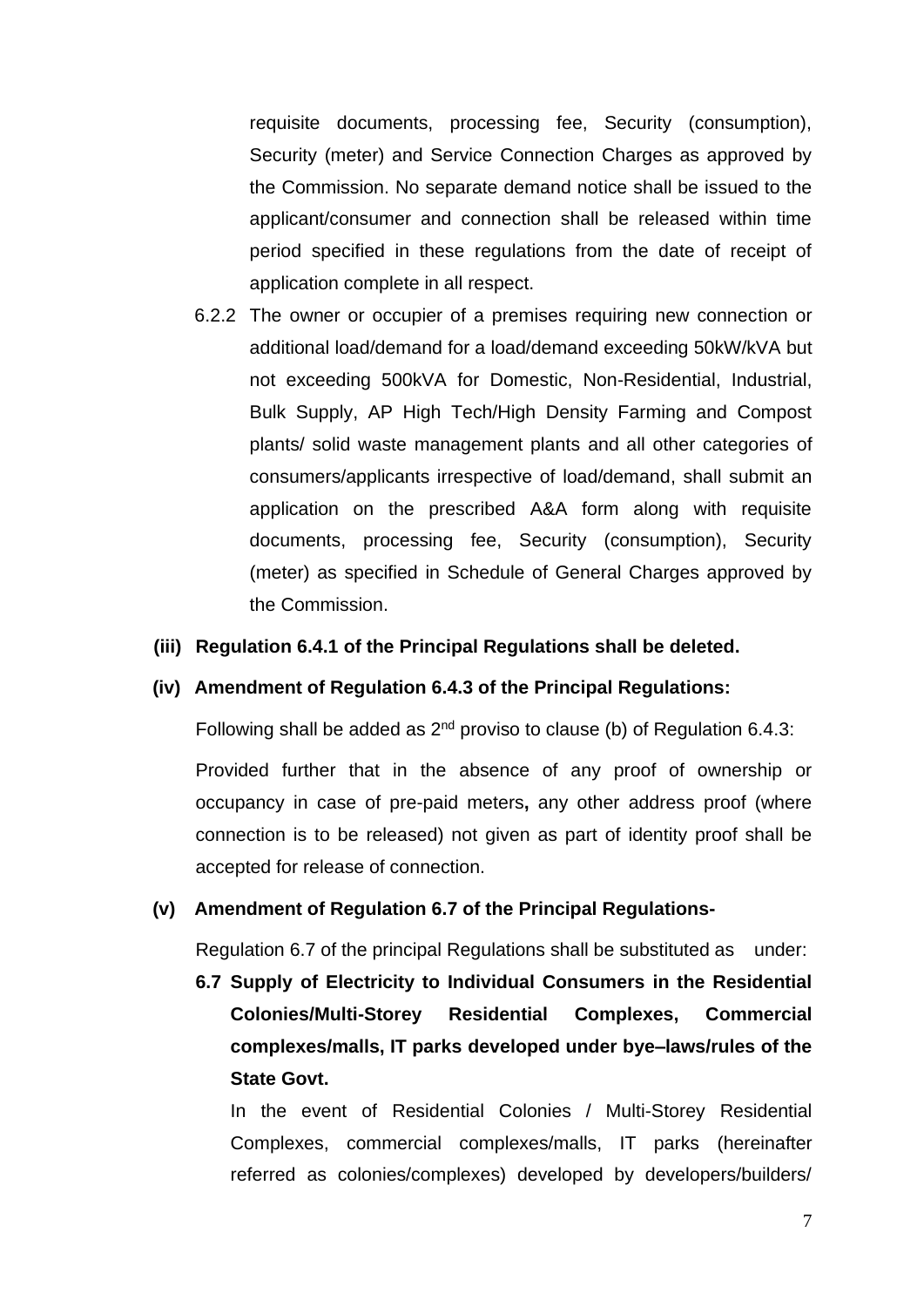requisite documents, processing fee, Security (consumption), Security (meter) and Service Connection Charges as approved by the Commission. No separate demand notice shall be issued to the applicant/consumer and connection shall be released within time period specified in these regulations from the date of receipt of application complete in all respect.

6.2.2 The owner or occupier of a premises requiring new connection or additional load/demand for a load/demand exceeding 50kW/kVA but not exceeding 500kVA for Domestic, Non-Residential, Industrial, Bulk Supply, AP High Tech/High Density Farming and Compost plants/ solid waste management plants and all other categories of consumers/applicants irrespective of load/demand, shall submit an application on the prescribed A&A form along with requisite documents, processing fee, Security (consumption), Security (meter) as specified in Schedule of General Charges approved by the Commission.

**(iii) Regulation 6.4.1 of the Principal Regulations shall be deleted.**

**(iv) Amendment of Regulation 6.4.3 of the Principal Regulations:**

Following shall be added as 2nd proviso to clause (b) of Regulation 6.4.3:

Provided further that in the absence of any proof of ownership or occupancy in case of pre-paid meters**,** any other address proof (where connection is to be released) not given as part of identity proof shall be accepted for release of connection.

**(v) Amendment of Regulation 6.7 of the Principal Regulations-**

Regulation 6.7 of the principal Regulations shall be substituted as under:

**6.7 Supply of Electricity to Individual Consumers in the Residential Colonies/Multi-Storey Residential Complexes, Commercial complexes/malls, IT parks developed under bye–laws/rules of the State Govt.**

In the event of Residential Colonies / Multi-Storey Residential Complexes, commercial complexes/malls, IT parks (hereinafter referred as colonies/complexes) developed by developers/builders/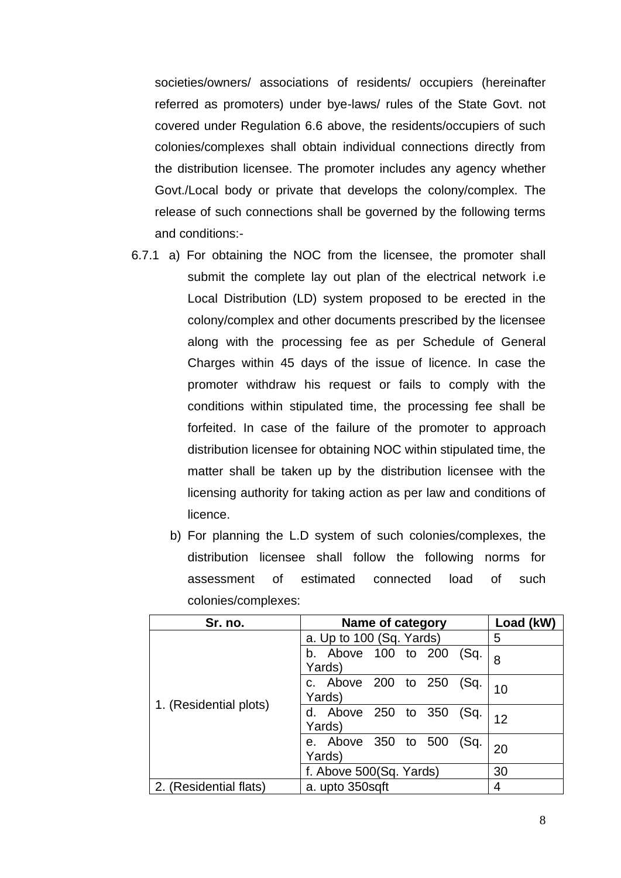societies/owners/ associations of residents/ occupiers (hereinafter referred as promoters) under bye-laws/ rules of the State Govt. not covered under Regulation 6.6 above, the residents/occupiers of such colonies/complexes shall obtain individual connections directly from the distribution licensee. The promoter includes any agency whether Govt./Local body or private that develops the colony/complex. The release of such connections shall be governed by the following terms and conditions:-

6.7.1 a) For obtaining the NOC from the licensee, the promoter shall submit the complete lay out plan of the electrical network i.e Local Distribution (LD) system proposed to be erected in the colony/complex and other documents prescribed by the licensee along with the processing fee as per Schedule of General Charges within 45 days of the issue of licence. In case the promoter withdraw his request or fails to comply with the conditions within stipulated time, the processing fee shall be forfeited. In case of the failure of the promoter to approach distribution licensee for obtaining NOC within stipulated time, the matter shall be taken up by the distribution licensee with the licensing authority for taking action as per law and conditions of licence.

b) For planning the L.D system of such colonies/complexes, the distribution licensee shall follow the following norms for assessment of estimated connected load of such colonies/complexes:

| Sr. no. | Name of category | Load (kW) |
|---|---|---|
| 1. (Residential plots) | a. Up to 100 (Sq. Yards) | 5 |
| | b. Above 100 to 200 (Sq. Yards) | 8 |
| | c. Above 200 to 250 (Sq. Yards) | 10 |
| | d. Above 250 to 350 (Sq. Yards) | 12 |
| | e. Above 350 to 500 (Sq. Yards) | 20 |
| | f. Above 500(Sq. Yards) | 30 |
| 2. (Residential flats) | a. upto 350sqft | 4 |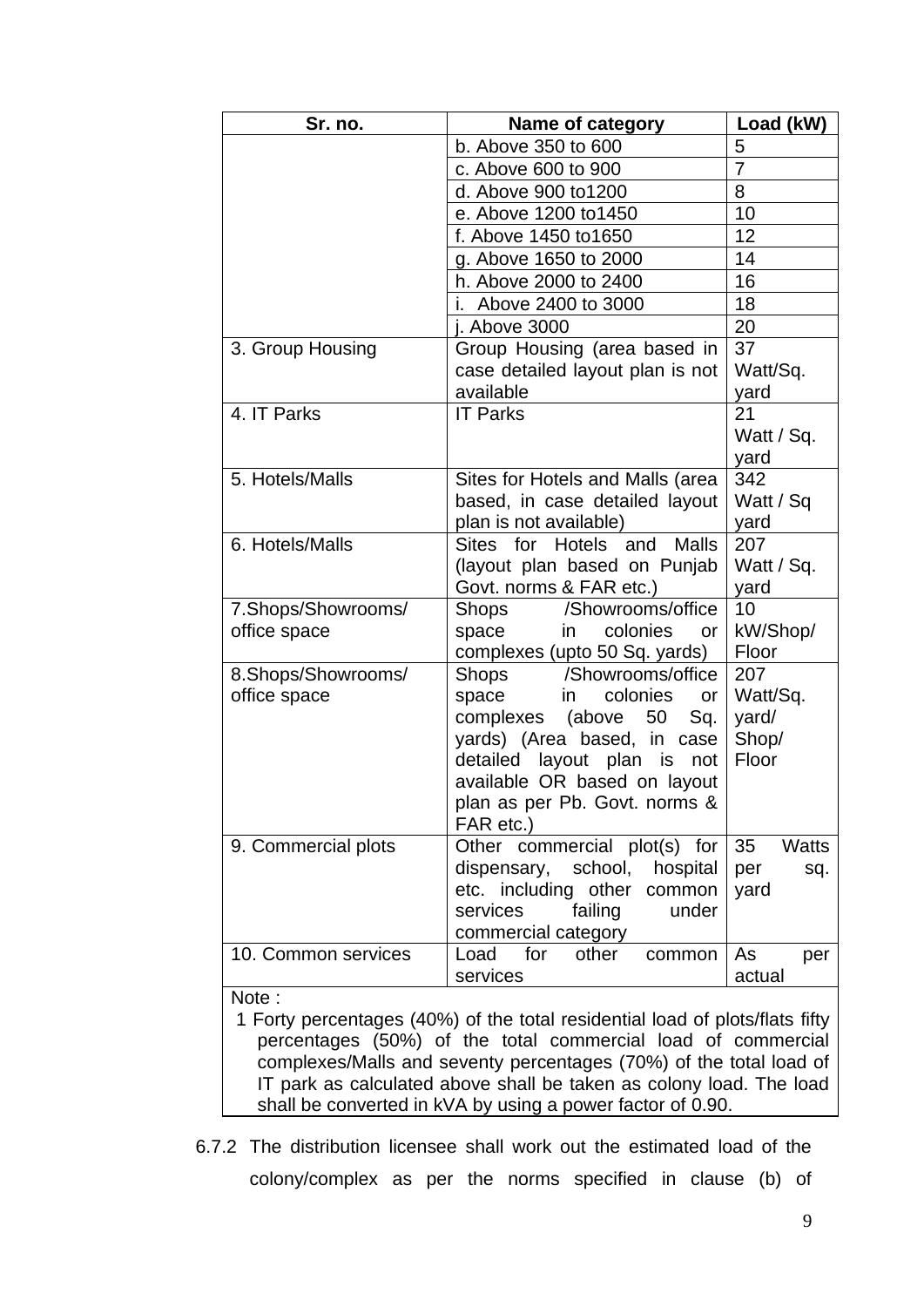| Sr. no. | Name of category | Load (kW) |
|---|---|---|
| | b. Above 350 to 600 | 5 |
| | c. Above 600 to 900 | 7 |
| | d. Above 900 to1200 | 8 |
| | e. Above 1200 to1450 | 10 |
| | f. Above 1450 to1650 | 12 |
| | g. Above 1650 to 2000 | 14 |
| | h. Above 2000 to 2400 | 16 |
| | i. Above 2400 to 3000 | 18 |
| | j. Above 3000 | 20 |
| 3. Group Housing | Group Housing (area based in case detailed layout plan is not available | 37 Watt/Sq. yard |
| 4. IT Parks | IT Parks | 21 Watt / Sq. yard |
| 5. Hotels/Malls | Sites for Hotels and Malls (area based, in case detailed layout plan is not available) | 342 Watt / Sq yard |
| 6. Hotels/Malls | Sites for Hotels and Malls (layout plan based on Punjab Govt. norms & FAR etc.) | 207 Watt / Sq. yard |
| 7.Shops/Showrooms/ office space | Shops /Showrooms/office space in colonies or complexes (upto 50 Sq. yards) | 10 kW/Shop/ Floor |
| 8.Shops/Showrooms/ office space | Shops /Showrooms/office space in colonies or complexes (above 50 Sq. yards) (Area based, in case detailed layout plan is not available OR based on layout plan as per Pb. Govt. norms & FAR etc.) | 207 Watt/Sq. yard/ Shop/ Floor |
| 9. Commercial plots | Other commercial plot(s) for dispensary, school, hospital etc. including other common services failing under commercial category | 35 Watts per sq. yard |
| 10. Common services | Load for other common services | As per actual |

Note :

1 Forty percentages (40%) of the total residential load of plots/flats fifty percentages (50%) of the total commercial load of commercial complexes/Malls and seventy percentages (70%) of the total load of IT park as calculated above shall be taken as colony load. The load shall be converted in kVA by using a power factor of 0.90.

6.7.2 The distribution licensee shall work out the estimated load of the colony/complex as per the norms specified in clause (b) of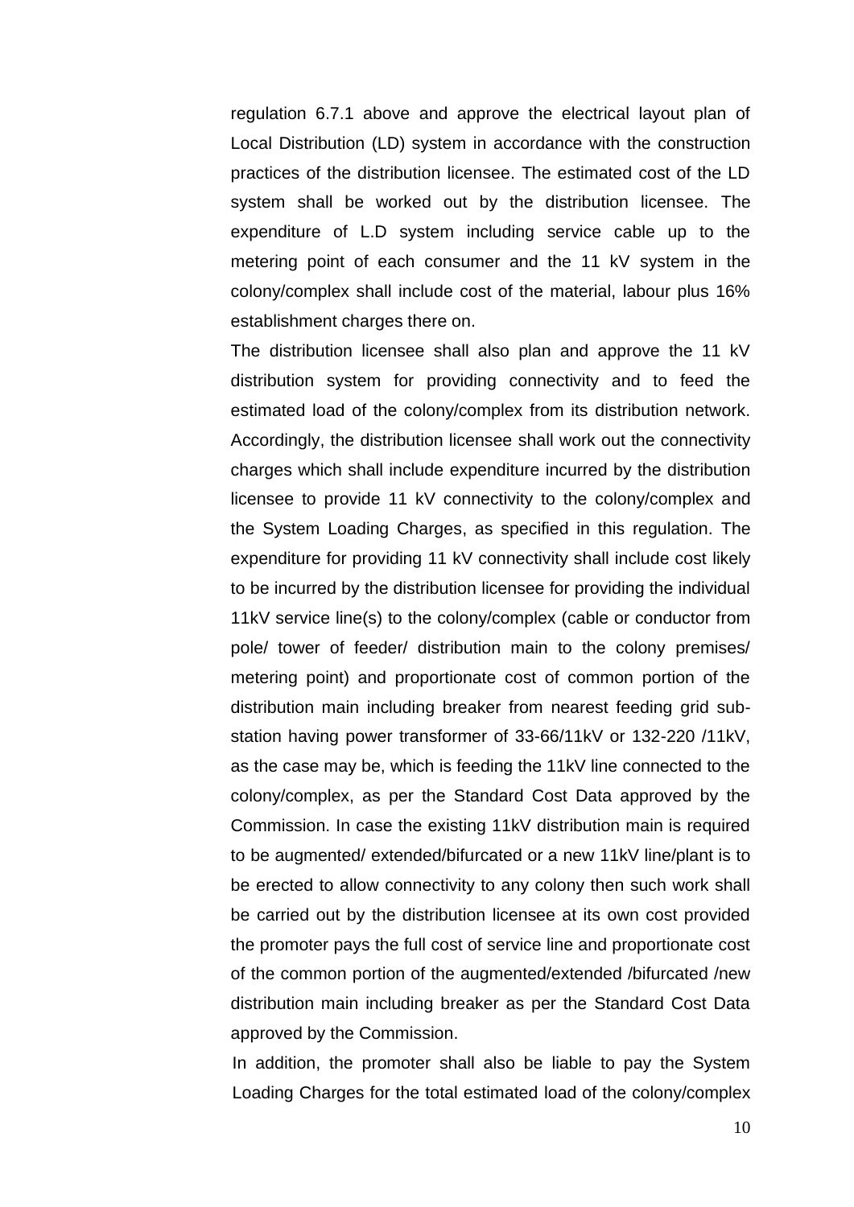regulation 6.7.1 above and approve the electrical layout plan of Local Distribution (LD) system in accordance with the construction practices of the distribution licensee. The estimated cost of the LD system shall be worked out by the distribution licensee. The expenditure of L.D system including service cable up to the metering point of each consumer and the 11 kV system in the colony/complex shall include cost of the material, labour plus 16% establishment charges there on.

The distribution licensee shall also plan and approve the 11 kV distribution system for providing connectivity and to feed the estimated load of the colony/complex from its distribution network. Accordingly, the distribution licensee shall work out the connectivity charges which shall include expenditure incurred by the distribution licensee to provide 11 kV connectivity to the colony/complex and the System Loading Charges, as specified in this regulation. The expenditure for providing 11 kV connectivity shall include cost likely to be incurred by the distribution licensee for providing the individual 11kV service line(s) to the colony/complex (cable or conductor from pole/ tower of feeder/ distribution main to the colony premises/ metering point) and proportionate cost of common portion of the distribution main including breaker from nearest feeding grid sub-station having power transformer of 33-66/11kV or 132-220 /11kV, as the case may be, which is feeding the 11kV line connected to the colony/complex, as per the Standard Cost Data approved by the Commission. In case the existing 11kV distribution main is required to be augmented/ extended/bifurcated or a new 11kV line/plant is to be erected to allow connectivity to any colony then such work shall be carried out by the distribution licensee at its own cost provided the promoter pays the full cost of service line and proportionate cost of the common portion of the augmented/extended /bifurcated /new distribution main including breaker as per the Standard Cost Data approved by the Commission.

In addition, the promoter shall also be liable to pay the System Loading Charges for the total estimated load of the colony/complex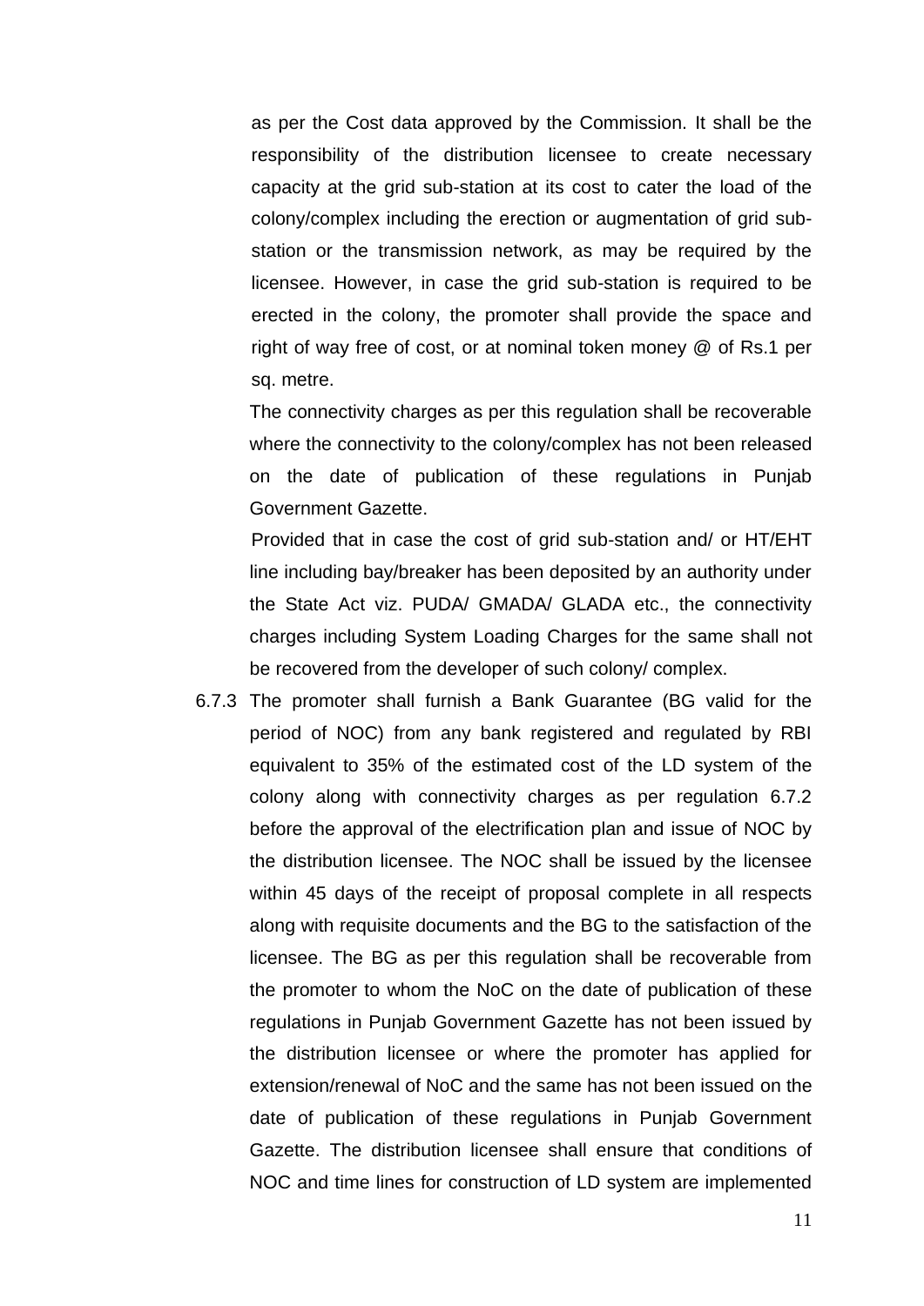as per the Cost data approved by the Commission. It shall be the responsibility of the distribution licensee to create necessary capacity at the grid sub-station at its cost to cater the load of the colony/complex including the erection or augmentation of grid sub-station or the transmission network, as may be required by the licensee. However, in case the grid sub-station is required to be erected in the colony, the promoter shall provide the space and right of way free of cost, or at nominal token money @ of Rs.1 per sq. metre.

The connectivity charges as per this regulation shall be recoverable where the connectivity to the colony/complex has not been released on the date of publication of these regulations in Punjab Government Gazette.

Provided that in case the cost of grid sub-station and/ or HT/EHT line including bay/breaker has been deposited by an authority under the State Act viz. PUDA/ GMADA/ GLADA etc., the connectivity charges including System Loading Charges for the same shall not be recovered from the developer of such colony/ complex.

6.7.3 The promoter shall furnish a Bank Guarantee (BG valid for the period of NOC) from any bank registered and regulated by RBI equivalent to 35% of the estimated cost of the LD system of the colony along with connectivity charges as per regulation 6.7.2 before the approval of the electrification plan and issue of NOC by the distribution licensee. The NOC shall be issued by the licensee within 45 days of the receipt of proposal complete in all respects along with requisite documents and the BG to the satisfaction of the licensee. The BG as per this regulation shall be recoverable from the promoter to whom the NoC on the date of publication of these regulations in Punjab Government Gazette has not been issued by the distribution licensee or where the promoter has applied for extension/renewal of NoC and the same has not been issued on the date of publication of these regulations in Punjab Government Gazette. The distribution licensee shall ensure that conditions of NOC and time lines for construction of LD system are implemented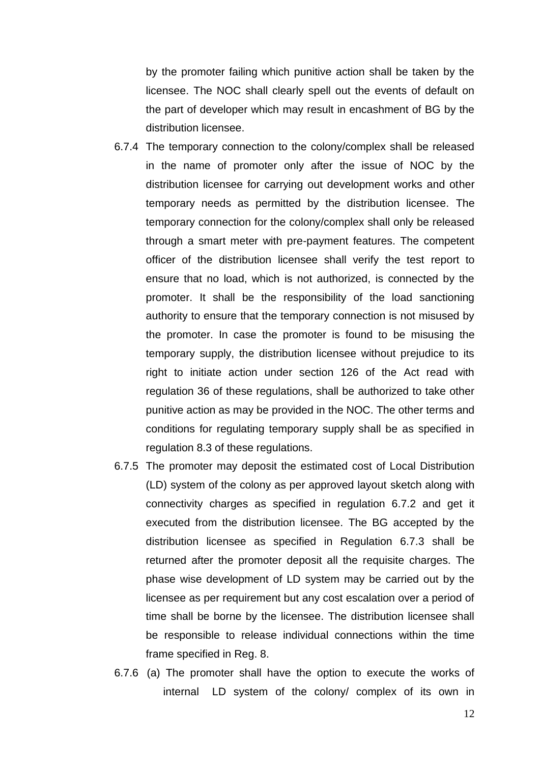by the promoter failing which punitive action shall be taken by the licensee. The NOC shall clearly spell out the events of default on the part of developer which may result in encashment of BG by the distribution licensee.

6.7.4 The temporary connection to the colony/complex shall be released in the name of promoter only after the issue of NOC by the distribution licensee for carrying out development works and other temporary needs as permitted by the distribution licensee. The temporary connection for the colony/complex shall only be released through a smart meter with pre-payment features. The competent officer of the distribution licensee shall verify the test report to ensure that no load, which is not authorized, is connected by the promoter. It shall be the responsibility of the load sanctioning authority to ensure that the temporary connection is not misused by the promoter. In case the promoter is found to be misusing the temporary supply, the distribution licensee without prejudice to its right to initiate action under section 126 of the Act read with regulation 36 of these regulations, shall be authorized to take other punitive action as may be provided in the NOC. The other terms and conditions for regulating temporary supply shall be as specified in regulation 8.3 of these regulations.

6.7.5 The promoter may deposit the estimated cost of Local Distribution (LD) system of the colony as per approved layout sketch along with connectivity charges as specified in regulation 6.7.2 and get it executed from the distribution licensee. The BG accepted by the distribution licensee as specified in Regulation 6.7.3 shall be returned after the promoter deposit all the requisite charges. The phase wise development of LD system may be carried out by the licensee as per requirement but any cost escalation over a period of time shall be borne by the licensee. The distribution licensee shall be responsible to release individual connections within the time frame specified in Reg. 8.

6.7.6 (a) The promoter shall have the option to execute the works of internal LD system of the colony/ complex of its own in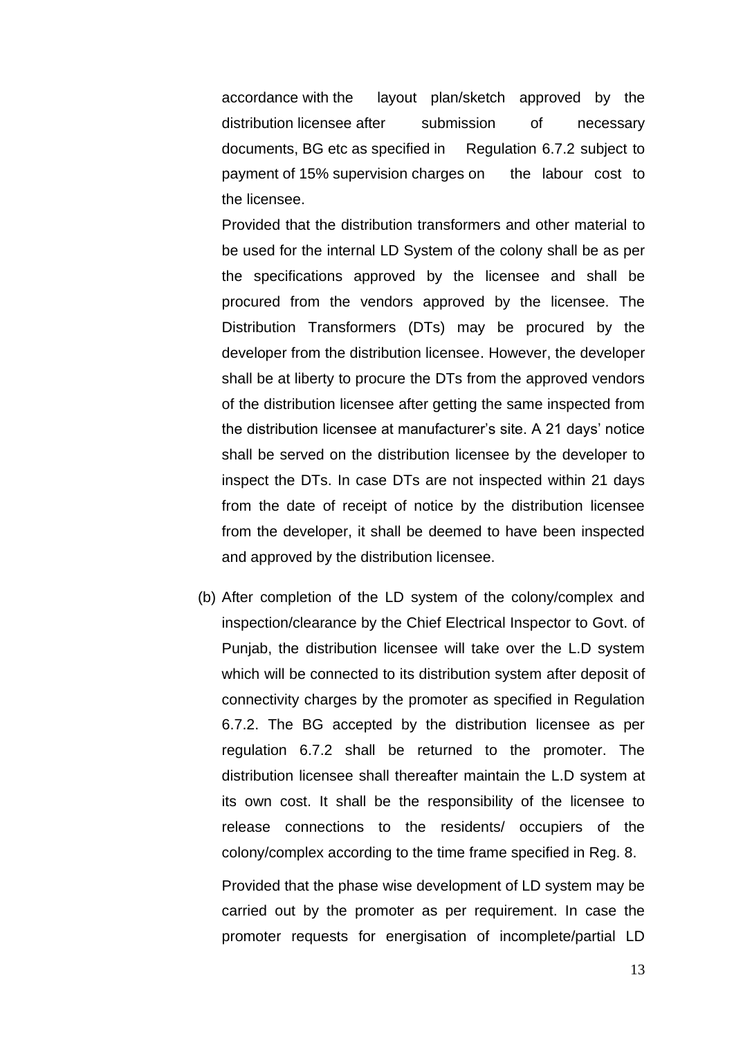accordance with the layout plan/sketch approved by the distribution licensee after submission of necessary documents, BG etc as specified in Regulation 6.7.2 subject to payment of 15% supervision charges on the labour cost to the licensee.

Provided that the distribution transformers and other material to be used for the internal LD System of the colony shall be as per the specifications approved by the licensee and shall be procured from the vendors approved by the licensee. The Distribution Transformers (DTs) may be procured by the developer from the distribution licensee. However, the developer shall be at liberty to procure the DTs from the approved vendors of the distribution licensee after getting the same inspected from the distribution licensee at manufacturer's site. A 21 days' notice shall be served on the distribution licensee by the developer to inspect the DTs. In case DTs are not inspected within 21 days from the date of receipt of notice by the distribution licensee from the developer, it shall be deemed to have been inspected and approved by the distribution licensee.

(b) After completion of the LD system of the colony/complex and inspection/clearance by the Chief Electrical Inspector to Govt. of Punjab, the distribution licensee will take over the L.D system which will be connected to its distribution system after deposit of connectivity charges by the promoter as specified in Regulation 6.7.2. The BG accepted by the distribution licensee as per regulation 6.7.2 shall be returned to the promoter. The distribution licensee shall thereafter maintain the L.D system at its own cost. It shall be the responsibility of the licensee to release connections to the residents/ occupiers of the colony/complex according to the time frame specified in Reg. 8.

Provided that the phase wise development of LD system may be carried out by the promoter as per requirement. In case the promoter requests for energisation of incomplete/partial LD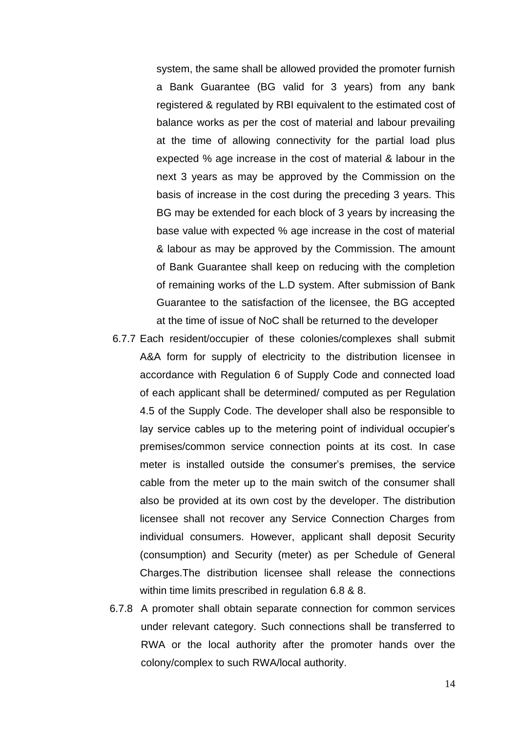system, the same shall be allowed provided the promoter furnish a Bank Guarantee (BG valid for 3 years) from any bank registered & regulated by RBI equivalent to the estimated cost of balance works as per the cost of material and labour prevailing at the time of allowing connectivity for the partial load plus expected % age increase in the cost of material & labour in the next 3 years as may be approved by the Commission on the basis of increase in the cost during the preceding 3 years. This BG may be extended for each block of 3 years by increasing the base value with expected % age increase in the cost of material & labour as may be approved by the Commission. The amount of Bank Guarantee shall keep on reducing with the completion of remaining works of the L.D system. After submission of Bank Guarantee to the satisfaction of the licensee, the BG accepted at the time of issue of NoC shall be returned to the developer

6.7.7 Each resident/occupier of these colonies/complexes shall submit A&A form for supply of electricity to the distribution licensee in accordance with Regulation 6 of Supply Code and connected load of each applicant shall be determined/ computed as per Regulation 4.5 of the Supply Code. The developer shall also be responsible to lay service cables up to the metering point of individual occupier's premises/common service connection points at its cost. In case meter is installed outside the consumer's premises, the service cable from the meter up to the main switch of the consumer shall also be provided at its own cost by the developer. The distribution licensee shall not recover any Service Connection Charges from individual consumers. However, applicant shall deposit Security (consumption) and Security (meter) as per Schedule of General Charges.The distribution licensee shall release the connections within time limits prescribed in regulation 6.8 & 8.

6.7.8 A promoter shall obtain separate connection for common services under relevant category. Such connections shall be transferred to RWA or the local authority after the promoter hands over the colony/complex to such RWA/local authority.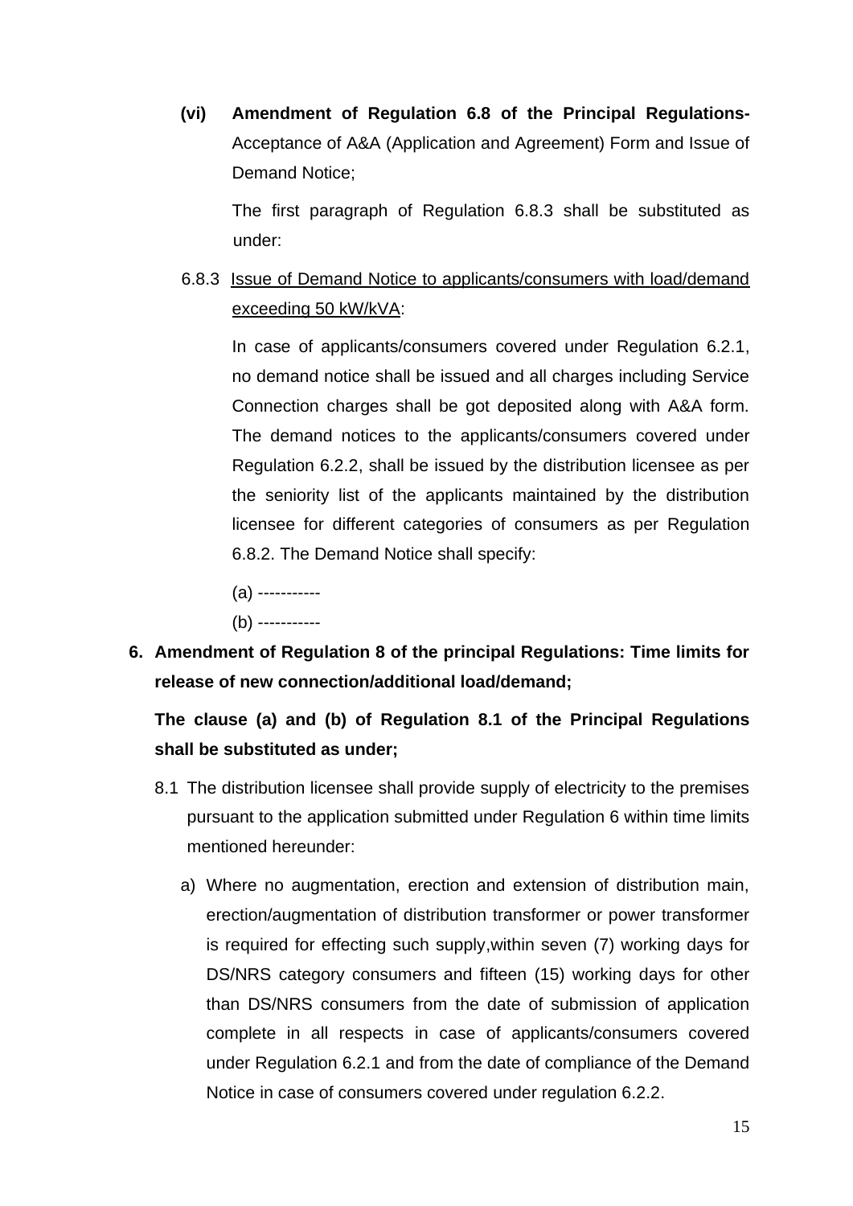**(vi) Amendment of Regulation 6.8 of the Principal Regulations-** Acceptance of A&A (Application and Agreement) Form and Issue of Demand Notice;

The first paragraph of Regulation 6.8.3 shall be substituted as under:

6.8.3 <u>Issue of Demand Notice to applicants/consumers with load/demand exceeding 50 kW/kVA</u>:

In case of applicants/consumers covered under Regulation 6.2.1, no demand notice shall be issued and all charges including Service Connection charges shall be got deposited along with A&A form. The demand notices to the applicants/consumers covered under Regulation 6.2.2, shall be issued by the distribution licensee as per the seniority list of the applicants maintained by the distribution licensee for different categories of consumers as per Regulation 6.8.2. The Demand Notice shall specify:

(a) -----------

(b) -----------

**6. Amendment of Regulation 8 of the principal Regulations: Time limits for release of new connection/additional load/demand;**

**The clause (a) and (b) of Regulation 8.1 of the Principal Regulations shall be substituted as under;**

8.1 The distribution licensee shall provide supply of electricity to the premises pursuant to the application submitted under Regulation 6 within time limits mentioned hereunder:

a) Where no augmentation, erection and extension of distribution main, erection/augmentation of distribution transformer or power transformer is required for effecting such supply,within seven (7) working days for DS/NRS category consumers and fifteen (15) working days for other than DS/NRS consumers from the date of submission of application complete in all respects in case of applicants/consumers covered under Regulation 6.2.1 and from the date of compliance of the Demand Notice in case of consumers covered under regulation 6.2.2.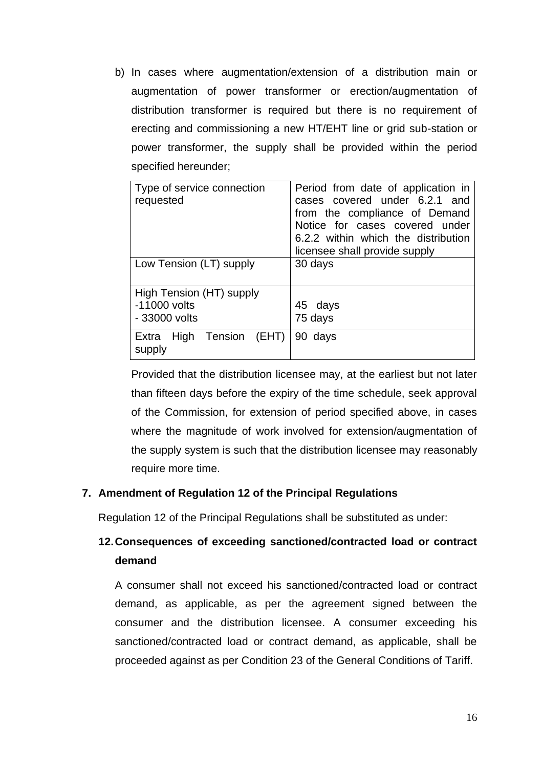b) In cases where augmentation/extension of a distribution main or augmentation of power transformer or erection/augmentation of distribution transformer is required but there is no requirement of erecting and commissioning a new HT/EHT line or grid sub-station or power transformer, the supply shall be provided within the period specified hereunder;

| Type of service connection requested | Period from date of application in cases covered under 6.2.1 and from the compliance of Demand Notice for cases covered under 6.2.2 within which the distribution licensee shall provide supply |
|---|---|
| Low Tension (LT) supply | 30 days |
| High Tension (HT) supply<br>-11000 volts<br>- 33000 volts | <br>45 days<br>75 days |
| Extra High Tension (EHT) supply | 90 days |

Provided that the distribution licensee may, at the earliest but not later than fifteen days before the expiry of the time schedule, seek approval of the Commission, for extension of period specified above, in cases where the magnitude of work involved for extension/augmentation of the supply system is such that the distribution licensee may reasonably require more time.

**7. Amendment of Regulation 12 of the Principal Regulations**

Regulation 12 of the Principal Regulations shall be substituted as under:

**12. Consequences of exceeding sanctioned/contracted load or contract demand**

A consumer shall not exceed his sanctioned/contracted load or contract demand, as applicable, as per the agreement signed between the consumer and the distribution licensee. A consumer exceeding his sanctioned/contracted load or contract demand, as applicable, shall be proceeded against as per Condition 23 of the General Conditions of Tariff.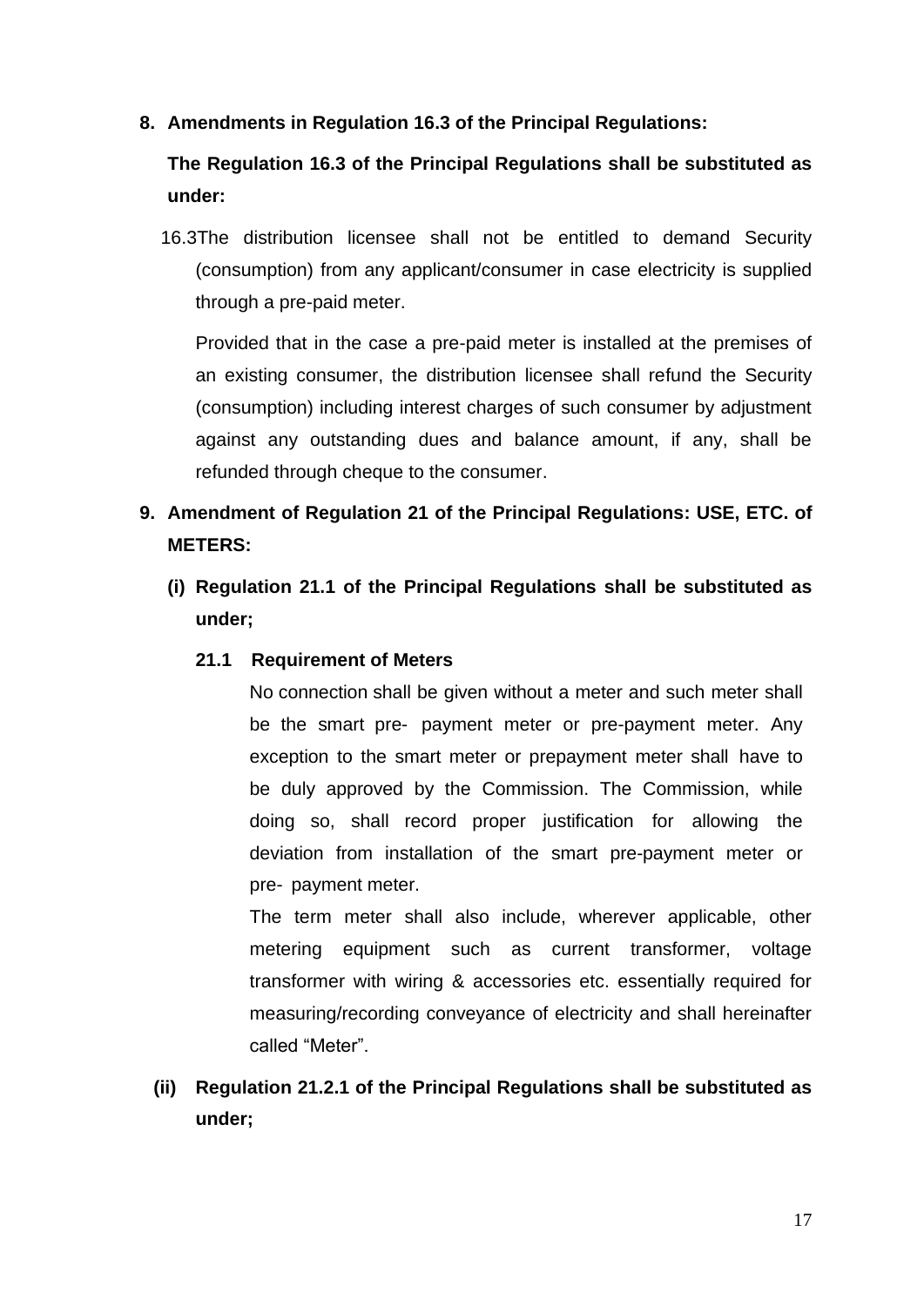**8. Amendments in Regulation 16.3 of the Principal Regulations:**

**The Regulation 16.3 of the Principal Regulations shall be substituted as under:**

16.3 The distribution licensee shall not be entitled to demand Security (consumption) from any applicant/consumer in case electricity is supplied through a pre-paid meter.

Provided that in the case a pre-paid meter is installed at the premises of an existing consumer, the distribution licensee shall refund the Security (consumption) including interest charges of such consumer by adjustment against any outstanding dues and balance amount, if any, shall be refunded through cheque to the consumer.

**9. Amendment of Regulation 21 of the Principal Regulations: USE, ETC. of METERS:**

**(i) Regulation 21.1 of the Principal Regulations shall be substituted as under;**

**21.1 Requirement of Meters**

No connection shall be given without a meter and such meter shall be the smart pre- payment meter or pre-payment meter. Any exception to the smart meter or prepayment meter shall have to be duly approved by the Commission. The Commission, while doing so, shall record proper justification for allowing the deviation from installation of the smart pre-payment meter or pre- payment meter.

The term meter shall also include, wherever applicable, other metering equipment such as current transformer, voltage transformer with wiring & accessories etc. essentially required for measuring/recording conveyance of electricity and shall hereinafter called "Meter".

**(ii) Regulation 21.2.1 of the Principal Regulations shall be substituted as under;**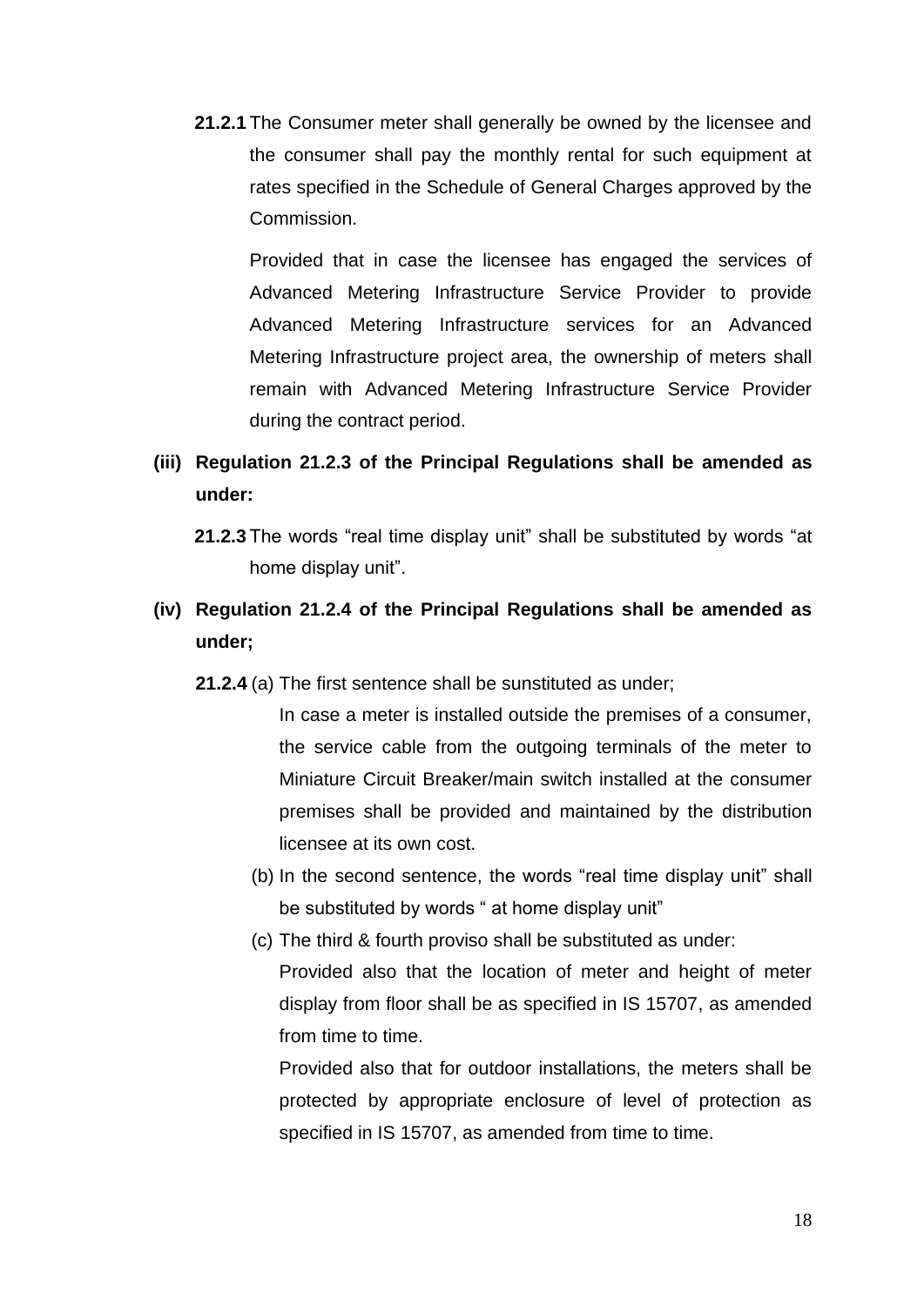**21.2.1** The Consumer meter shall generally be owned by the licensee and the consumer shall pay the monthly rental for such equipment at rates specified in the Schedule of General Charges approved by the Commission.

Provided that in case the licensee has engaged the services of Advanced Metering Infrastructure Service Provider to provide Advanced Metering Infrastructure services for an Advanced Metering Infrastructure project area, the ownership of meters shall remain with Advanced Metering Infrastructure Service Provider during the contract period.

**(iii) Regulation 21.2.3 of the Principal Regulations shall be amended as under:**

**21.2.3** The words "real time display unit" shall be substituted by words "at home display unit".

**(iv) Regulation 21.2.4 of the Principal Regulations shall be amended as under;**

**21.2.4** (a) The first sentence shall be sunstituted as under;

In case a meter is installed outside the premises of a consumer, the service cable from the outgoing terminals of the meter to Miniature Circuit Breaker/main switch installed at the consumer premises shall be provided and maintained by the distribution licensee at its own cost.

(b) In the second sentence, the words "real time display unit" shall be substituted by words " at home display unit"

(c) The third & fourth proviso shall be substituted as under:

Provided also that the location of meter and height of meter display from floor shall be as specified in IS 15707, as amended from time to time.

Provided also that for outdoor installations, the meters shall be protected by appropriate enclosure of level of protection as specified in IS 15707, as amended from time to time.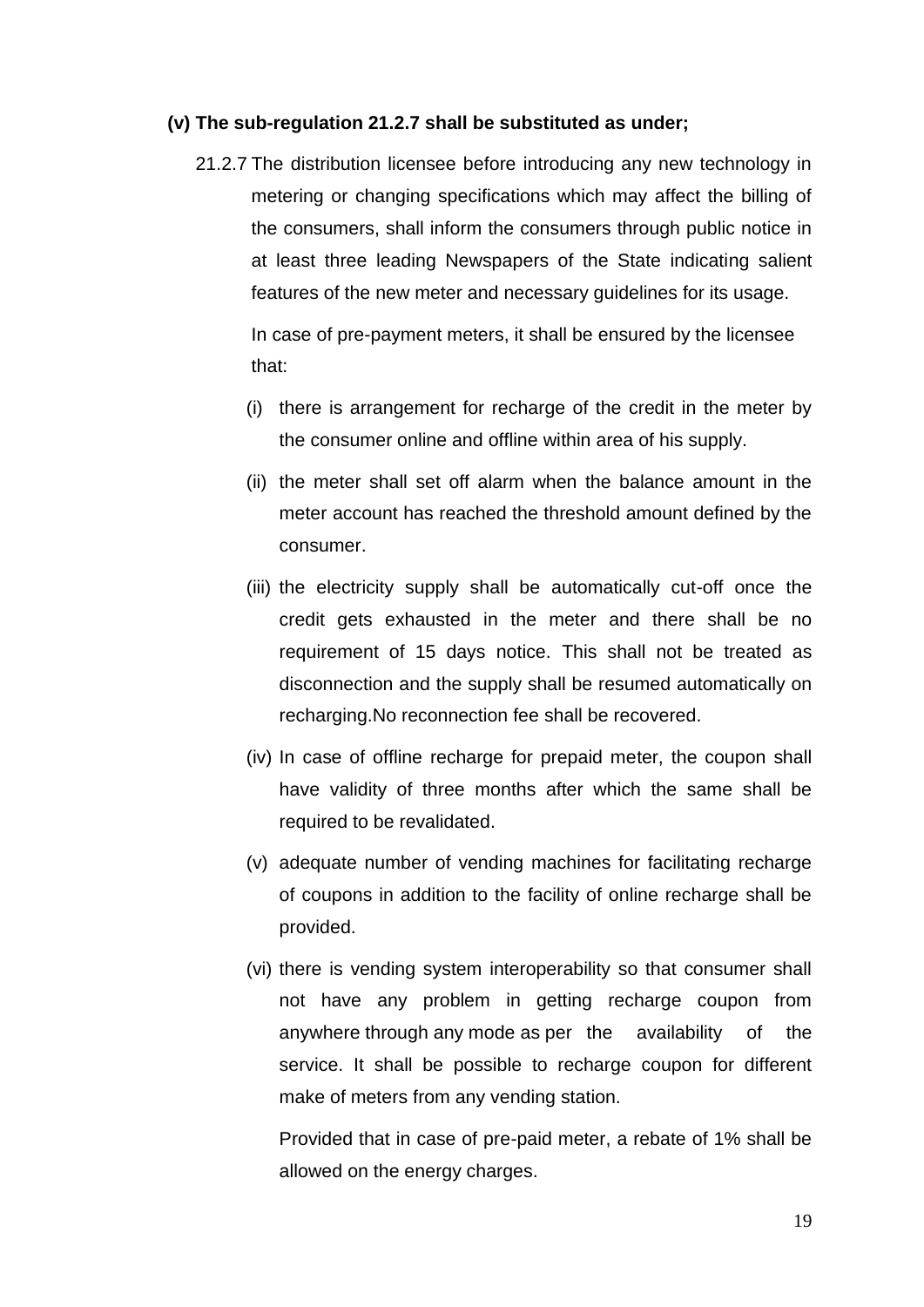**(v) The sub-regulation 21.2.7 shall be substituted as under;**

21.2.7 The distribution licensee before introducing any new technology in metering or changing specifications which may affect the billing of the consumers, shall inform the consumers through public notice in at least three leading Newspapers of the State indicating salient features of the new meter and necessary guidelines for its usage.

In case of pre-payment meters, it shall be ensured by the licensee that:

(i) there is arrangement for recharge of the credit in the meter by the consumer online and offline within area of his supply.

(ii) the meter shall set off alarm when the balance amount in the meter account has reached the threshold amount defined by the consumer.

(iii) the electricity supply shall be automatically cut-off once the credit gets exhausted in the meter and there shall be no requirement of 15 days notice. This shall not be treated as disconnection and the supply shall be resumed automatically on recharging.No reconnection fee shall be recovered.

(iv) In case of offline recharge for prepaid meter, the coupon shall have validity of three months after which the same shall be required to be revalidated.

(v) adequate number of vending machines for facilitating recharge of coupons in addition to the facility of online recharge shall be provided.

(vi) there is vending system interoperability so that consumer shall not have any problem in getting recharge coupon from anywhere through any mode as per the availability of the service. It shall be possible to recharge coupon for different make of meters from any vending station.

Provided that in case of pre-paid meter, a rebate of 1% shall be allowed on the energy charges.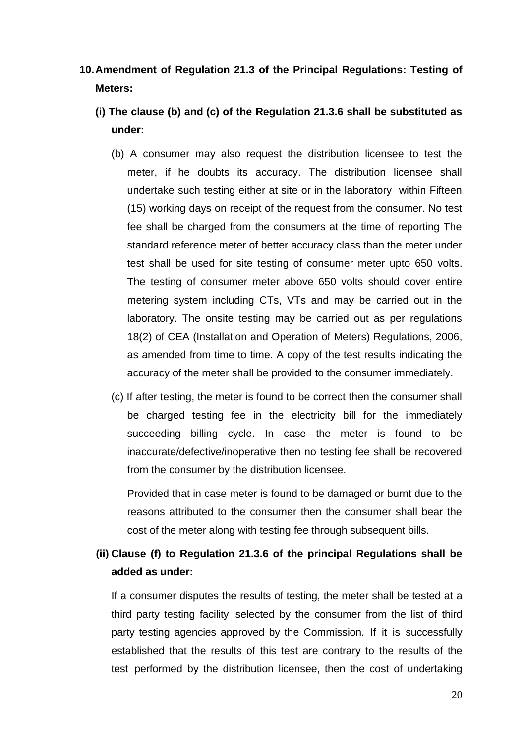**10. Amendment of Regulation 21.3 of the Principal Regulations: Testing of Meters:**

**(i) The clause (b) and (c) of the Regulation 21.3.6 shall be substituted as under:**

(b) A consumer may also request the distribution licensee to test the meter, if he doubts its accuracy. The distribution licensee shall undertake such testing either at site or in the laboratory within Fifteen (15) working days on receipt of the request from the consumer. No test fee shall be charged from the consumers at the time of reporting The standard reference meter of better accuracy class than the meter under test shall be used for site testing of consumer meter upto 650 volts. The testing of consumer meter above 650 volts should cover entire metering system including CTs, VTs and may be carried out in the laboratory. The onsite testing may be carried out as per regulations 18(2) of CEA (Installation and Operation of Meters) Regulations, 2006, as amended from time to time. A copy of the test results indicating the accuracy of the meter shall be provided to the consumer immediately.

(c) If after testing, the meter is found to be correct then the consumer shall be charged testing fee in the electricity bill for the immediately succeeding billing cycle. In case the meter is found to be inaccurate/defective/inoperative then no testing fee shall be recovered from the consumer by the distribution licensee.

Provided that in case meter is found to be damaged or burnt due to the reasons attributed to the consumer then the consumer shall bear the cost of the meter along with testing fee through subsequent bills.

**(ii) Clause (f) to Regulation 21.3.6 of the principal Regulations shall be added as under:**

If a consumer disputes the results of testing, the meter shall be tested at a third party testing facility selected by the consumer from the list of third party testing agencies approved by the Commission. If it is successfully established that the results of this test are contrary to the results of the test performed by the distribution licensee, then the cost of undertaking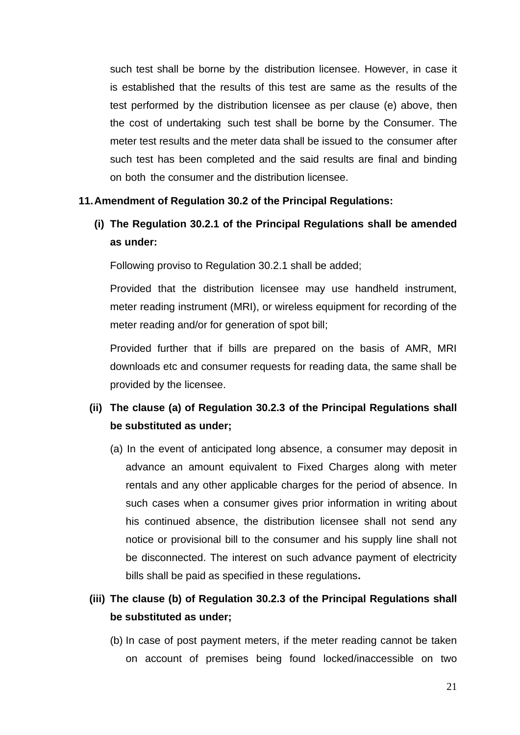such test shall be borne by the distribution licensee. However, in case it is established that the results of this test are same as the results of the test performed by the distribution licensee as per clause (e) above, then the cost of undertaking such test shall be borne by the Consumer. The meter test results and the meter data shall be issued to the consumer after such test has been completed and the said results are final and binding on both the consumer and the distribution licensee.

**11. Amendment of Regulation 30.2 of the Principal Regulations:**

**(i) The Regulation 30.2.1 of the Principal Regulations shall be amended as under:**

Following proviso to Regulation 30.2.1 shall be added;

Provided that the distribution licensee may use handheld instrument, meter reading instrument (MRI), or wireless equipment for recording of the meter reading and/or for generation of spot bill;

Provided further that if bills are prepared on the basis of AMR, MRI downloads etc and consumer requests for reading data, the same shall be provided by the licensee.

**(ii) The clause (a) of Regulation 30.2.3 of the Principal Regulations shall be substituted as under;**

(a) In the event of anticipated long absence, a consumer may deposit in advance an amount equivalent to Fixed Charges along with meter rentals and any other applicable charges for the period of absence. In such cases when a consumer gives prior information in writing about his continued absence, the distribution licensee shall not send any notice or provisional bill to the consumer and his supply line shall not be disconnected. The interest on such advance payment of electricity bills shall be paid as specified in these regulations**.**

**(iii) The clause (b) of Regulation 30.2.3 of the Principal Regulations shall be substituted as under;**

(b) In case of post payment meters, if the meter reading cannot be taken on account of premises being found locked/inaccessible on two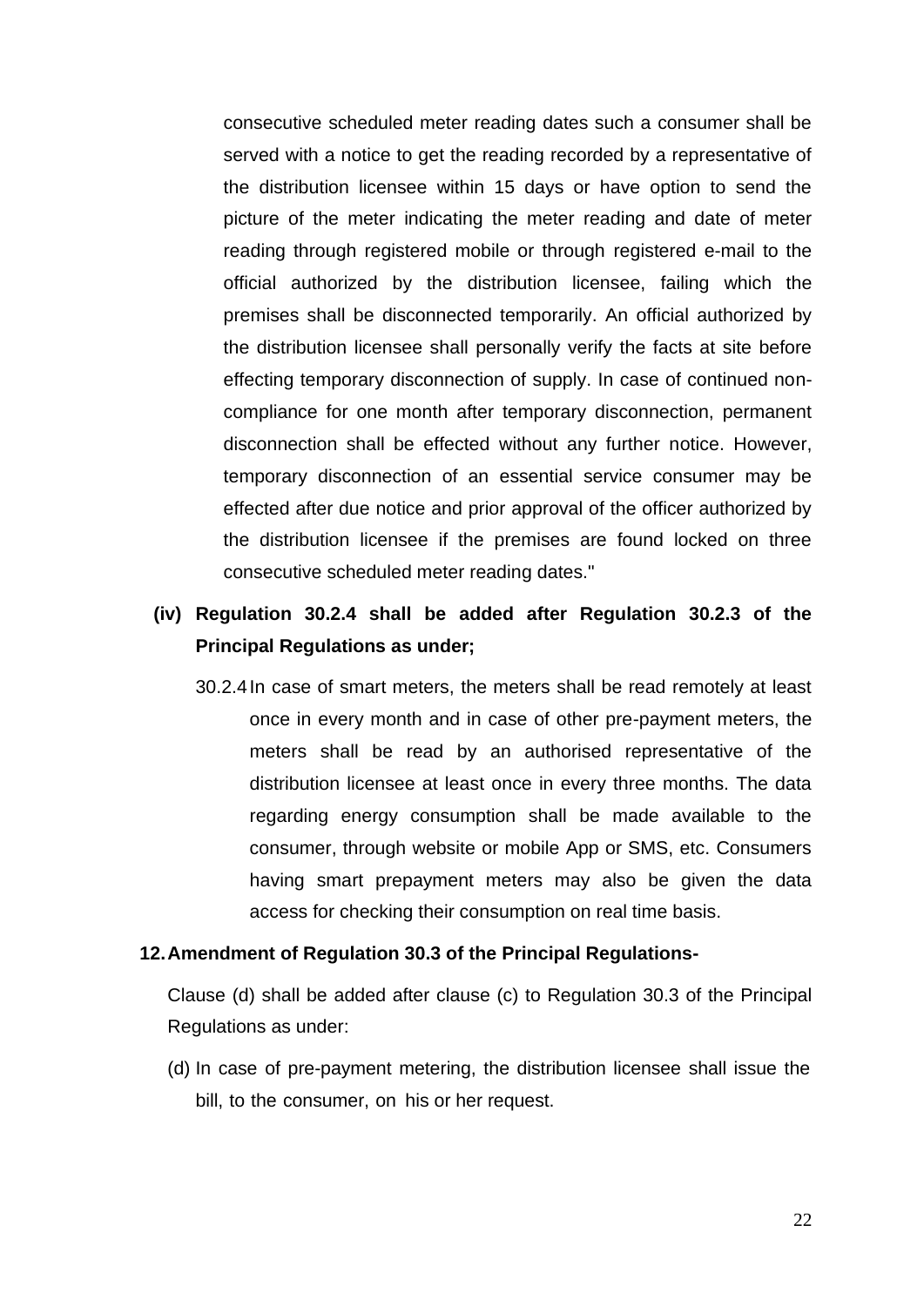consecutive scheduled meter reading dates such a consumer shall be served with a notice to get the reading recorded by a representative of the distribution licensee within 15 days or have option to send the picture of the meter indicating the meter reading and date of meter reading through registered mobile or through registered e-mail to the official authorized by the distribution licensee, failing which the premises shall be disconnected temporarily. An official authorized by the distribution licensee shall personally verify the facts at site before effecting temporary disconnection of supply. In case of continued non-compliance for one month after temporary disconnection, permanent disconnection shall be effected without any further notice. However, temporary disconnection of an essential service consumer may be effected after due notice and prior approval of the officer authorized by the distribution licensee if the premises are found locked on three consecutive scheduled meter reading dates."

**(iv) Regulation 30.2.4 shall be added after Regulation 30.2.3 of the Principal Regulations as under;**

30.2.4 In case of smart meters, the meters shall be read remotely at least once in every month and in case of other pre-payment meters, the meters shall be read by an authorised representative of the distribution licensee at least once in every three months. The data regarding energy consumption shall be made available to the consumer, through website or mobile App or SMS, etc. Consumers having smart prepayment meters may also be given the data access for checking their consumption on real time basis.

**12. Amendment of Regulation 30.3 of the Principal Regulations-**

Clause (d) shall be added after clause (c) to Regulation 30.3 of the Principal Regulations as under:

(d) In case of pre-payment metering, the distribution licensee shall issue the bill, to the consumer, on his or her request.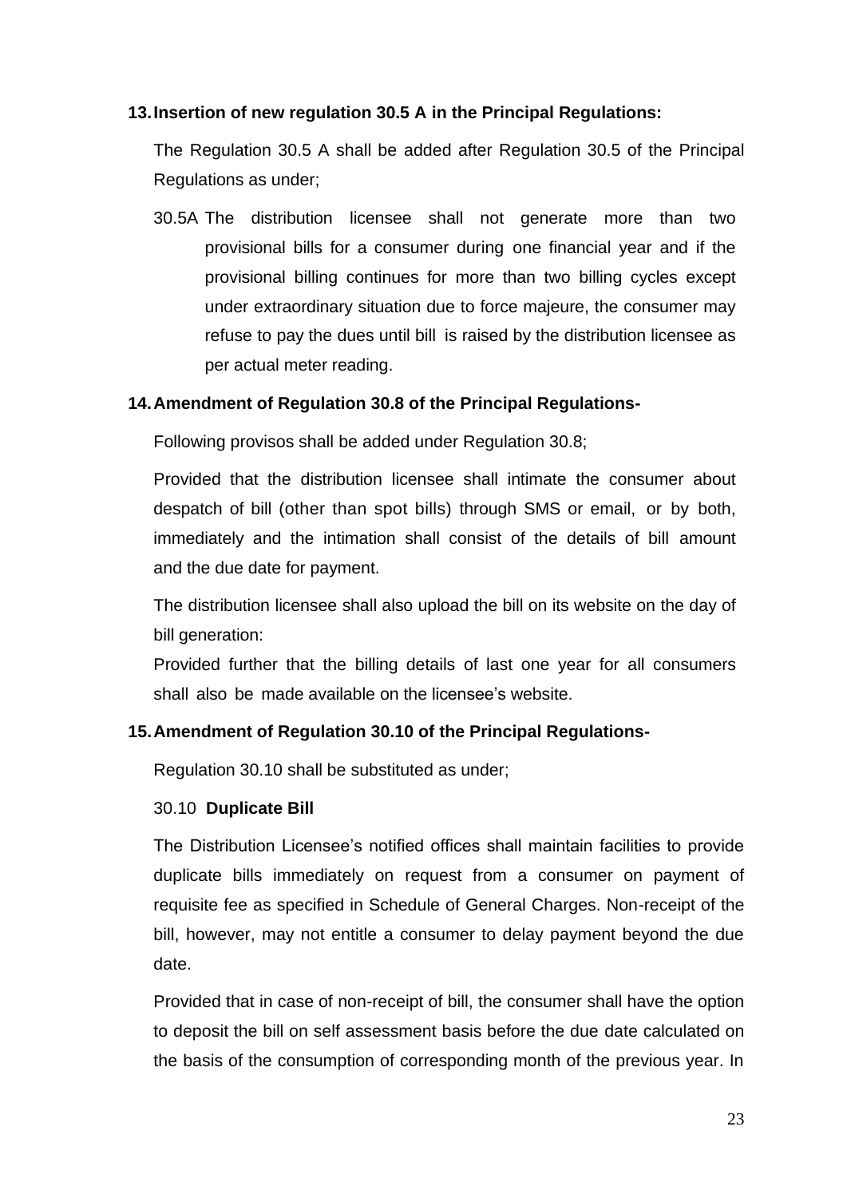**13. Insertion of new regulation 30.5 A in the Principal Regulations:**

The Regulation 30.5 A shall be added after Regulation 30.5 of the Principal Regulations as under;

30.5A The distribution licensee shall not generate more than two provisional bills for a consumer during one financial year and if the provisional billing continues for more than two billing cycles except under extraordinary situation due to force majeure, the consumer may refuse to pay the dues until bill is raised by the distribution licensee as per actual meter reading.

**14. Amendment of Regulation 30.8 of the Principal Regulations-**

Following provisos shall be added under Regulation 30.8;

Provided that the distribution licensee shall intimate the consumer about despatch of bill (other than spot bills) through SMS or email, or by both, immediately and the intimation shall consist of the details of bill amount and the due date for payment.

The distribution licensee shall also upload the bill on its website on the day of bill generation:

Provided further that the billing details of last one year for all consumers shall also be made available on the licensee's website.

**15. Amendment of Regulation 30.10 of the Principal Regulations-**

Regulation 30.10 shall be substituted as under;

30.10 **Duplicate Bill**

The Distribution Licensee's notified offices shall maintain facilities to provide duplicate bills immediately on request from a consumer on payment of requisite fee as specified in Schedule of General Charges. Non-receipt of the bill, however, may not entitle a consumer to delay payment beyond the due date.

Provided that in case of non-receipt of bill, the consumer shall have the option to deposit the bill on self assessment basis before the due date calculated on the basis of the consumption of corresponding month of the previous year. In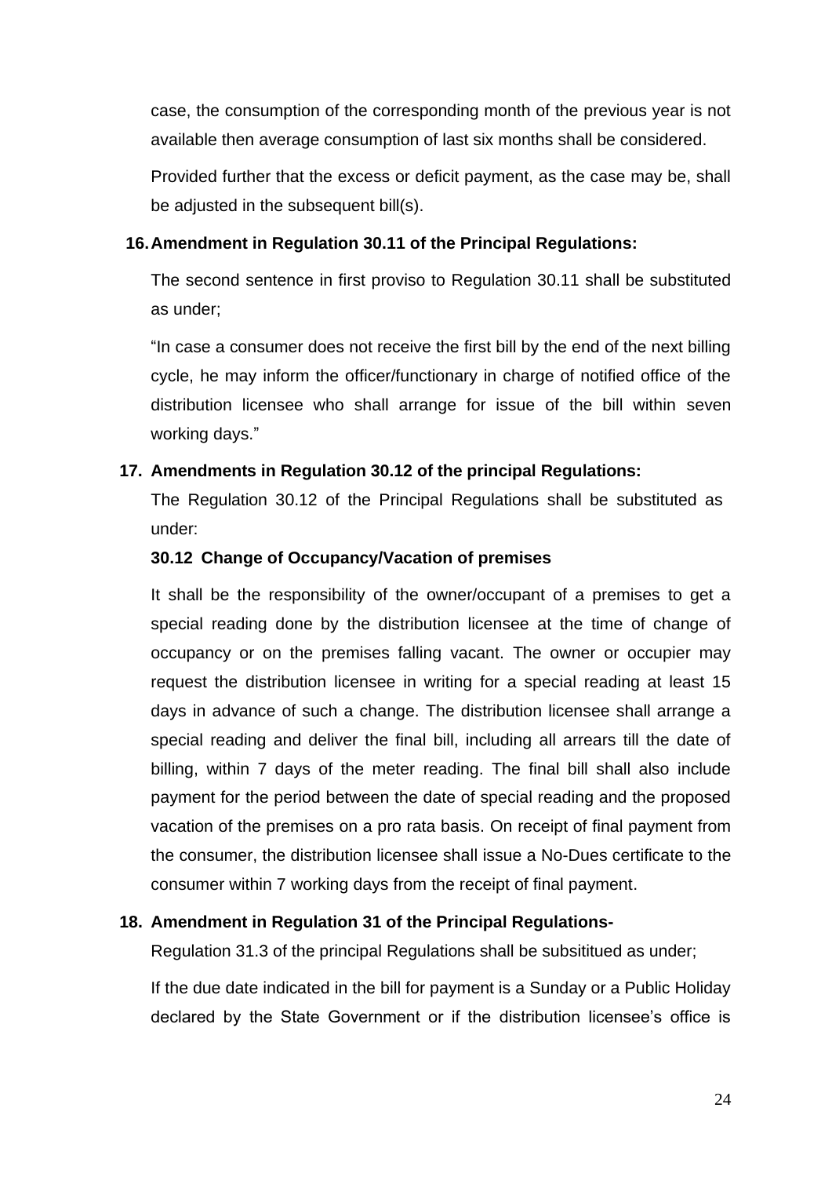case, the consumption of the corresponding month of the previous year is not available then average consumption of last six months shall be considered.

Provided further that the excess or deficit payment, as the case may be, shall be adjusted in the subsequent bill(s).

**16. Amendment in Regulation 30.11 of the Principal Regulations:**

The second sentence in first proviso to Regulation 30.11 shall be substituted as under;

"In case a consumer does not receive the first bill by the end of the next billing cycle, he may inform the officer/functionary in charge of notified office of the distribution licensee who shall arrange for issue of the bill within seven working days."

**17. Amendments in Regulation 30.12 of the principal Regulations:**

The Regulation 30.12 of the Principal Regulations shall be substituted as under:

**30.12 Change of Occupancy/Vacation of premises**

It shall be the responsibility of the owner/occupant of a premises to get a special reading done by the distribution licensee at the time of change of occupancy or on the premises falling vacant. The owner or occupier may request the distribution licensee in writing for a special reading at least 15 days in advance of such a change. The distribution licensee shall arrange a special reading and deliver the final bill, including all arrears till the date of billing, within 7 days of the meter reading. The final bill shall also include payment for the period between the date of special reading and the proposed vacation of the premises on a pro rata basis. On receipt of final payment from the consumer, the distribution licensee shall issue a No-Dues certificate to the consumer within 7 working days from the receipt of final payment.

**18. Amendment in Regulation 31 of the Principal Regulations-**

Regulation 31.3 of the principal Regulations shall be subsititued as under;

If the due date indicated in the bill for payment is a Sunday or a Public Holiday declared by the State Government or if the distribution licensee's office is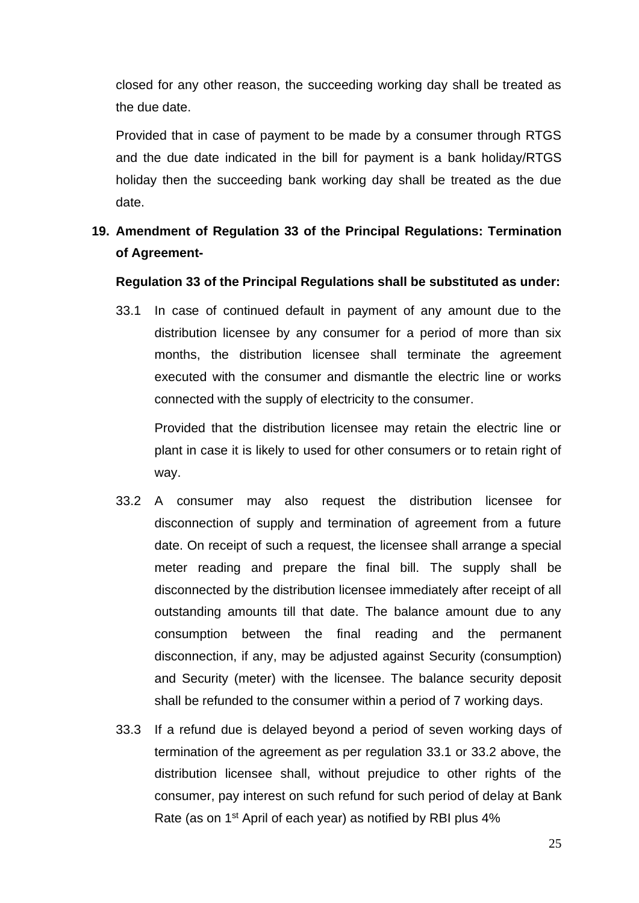closed for any other reason, the succeeding working day shall be treated as the due date.

Provided that in case of payment to be made by a consumer through RTGS and the due date indicated in the bill for payment is a bank holiday/RTGS holiday then the succeeding bank working day shall be treated as the due date.

**19. Amendment of Regulation 33 of the Principal Regulations: Termination of Agreement-**

**Regulation 33 of the Principal Regulations shall be substituted as under:**

33.1 In case of continued default in payment of any amount due to the distribution licensee by any consumer for a period of more than six months, the distribution licensee shall terminate the agreement executed with the consumer and dismantle the electric line or works connected with the supply of electricity to the consumer.

Provided that the distribution licensee may retain the electric line or plant in case it is likely to used for other consumers or to retain right of way.

33.2 A consumer may also request the distribution licensee for disconnection of supply and termination of agreement from a future date. On receipt of such a request, the licensee shall arrange a special meter reading and prepare the final bill. The supply shall be disconnected by the distribution licensee immediately after receipt of all outstanding amounts till that date. The balance amount due to any consumption between the final reading and the permanent disconnection, if any, may be adjusted against Security (consumption) and Security (meter) with the licensee. The balance security deposit shall be refunded to the consumer within a period of 7 working days.

33.3 If a refund due is delayed beyond a period of seven working days of termination of the agreement as per regulation 33.1 or 33.2 above, the distribution licensee shall, without prejudice to other rights of the consumer, pay interest on such refund for such period of delay at Bank Rate (as on 1st April of each year) as notified by RBI plus 4%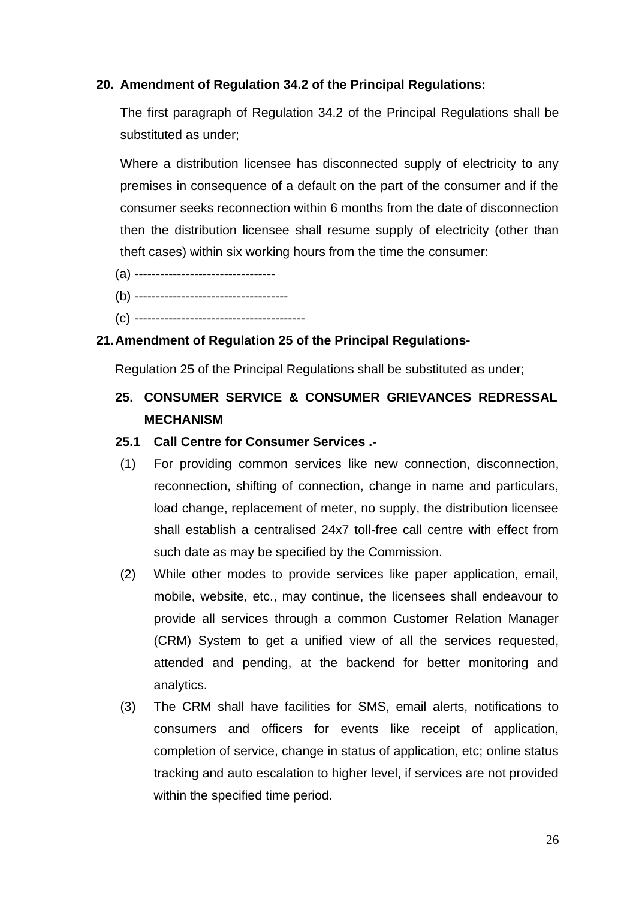**20. Amendment of Regulation 34.2 of the Principal Regulations:**

The first paragraph of Regulation 34.2 of the Principal Regulations shall be substituted as under;

Where a distribution licensee has disconnected supply of electricity to any premises in consequence of a default on the part of the consumer and if the consumer seeks reconnection within 6 months from the date of disconnection then the distribution licensee shall resume supply of electricity (other than theft cases) within six working hours from the time the consumer:

(a) ---------------------------------

(b) ------------------------------------

(c) ----------------------------------------

**21. Amendment of Regulation 25 of the Principal Regulations-**

Regulation 25 of the Principal Regulations shall be substituted as under;

**25. CONSUMER SERVICE & CONSUMER GRIEVANCES REDRESSAL MECHANISM**

**25.1 Call Centre for Consumer Services .-**

(1) For providing common services like new connection, disconnection, reconnection, shifting of connection, change in name and particulars, load change, replacement of meter, no supply, the distribution licensee shall establish a centralised 24x7 toll-free call centre with effect from such date as may be specified by the Commission.

(2) While other modes to provide services like paper application, email, mobile, website, etc., may continue, the licensees shall endeavour to provide all services through a common Customer Relation Manager (CRM) System to get a unified view of all the services requested, attended and pending, at the backend for better monitoring and analytics.

(3) The CRM shall have facilities for SMS, email alerts, notifications to consumers and officers for events like receipt of application, completion of service, change in status of application, etc; online status tracking and auto escalation to higher level, if services are not provided within the specified time period.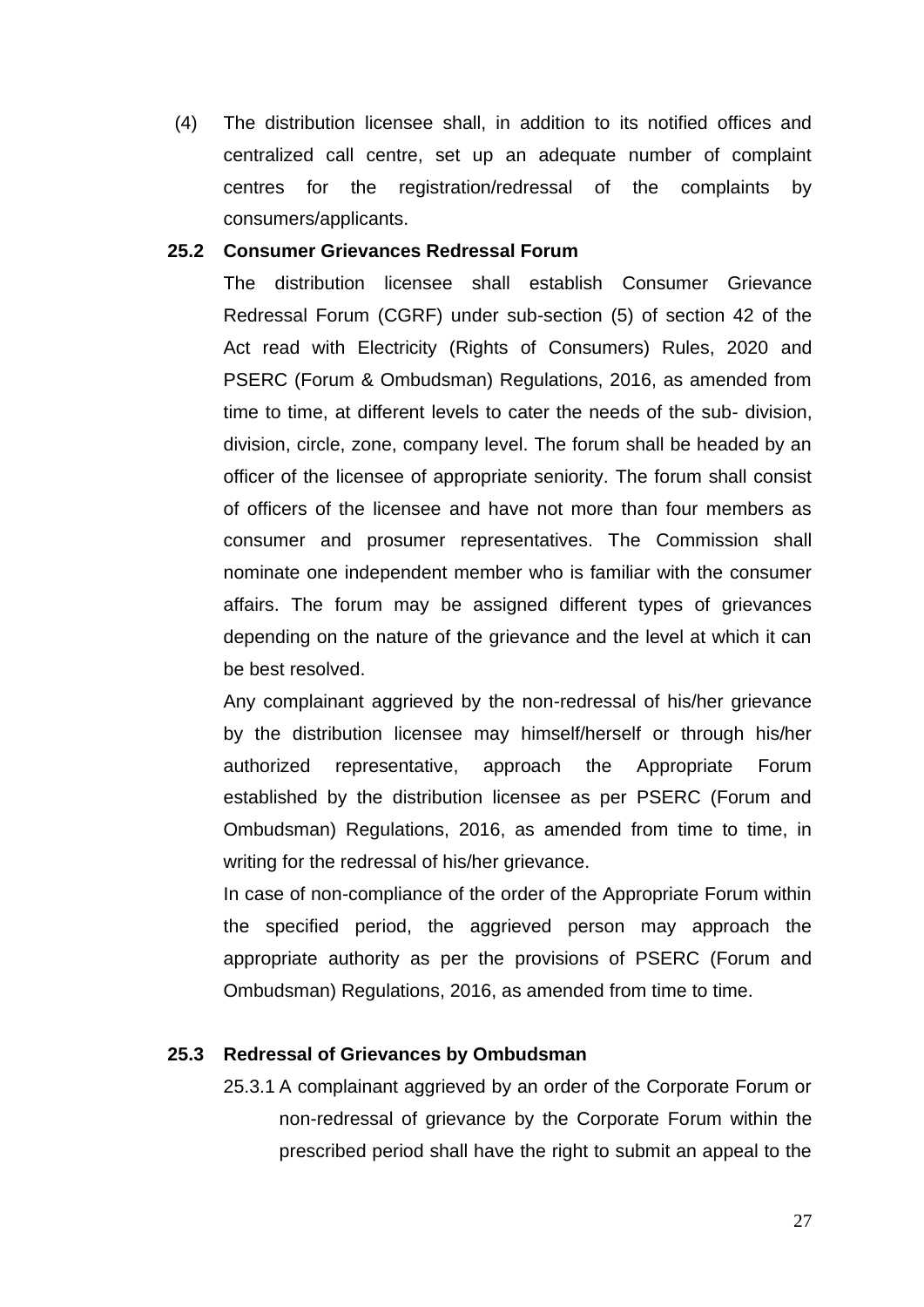(4) The distribution licensee shall, in addition to its notified offices and centralized call centre, set up an adequate number of complaint centres for the registration/redressal of the complaints by consumers/applicants.

**25.2 Consumer Grievances Redressal Forum**

The distribution licensee shall establish Consumer Grievance Redressal Forum (CGRF) under sub-section (5) of section 42 of the Act read with Electricity (Rights of Consumers) Rules, 2020 and PSERC (Forum & Ombudsman) Regulations, 2016, as amended from time to time, at different levels to cater the needs of the sub- division, division, circle, zone, company level. The forum shall be headed by an officer of the licensee of appropriate seniority. The forum shall consist of officers of the licensee and have not more than four members as consumer and prosumer representatives. The Commission shall nominate one independent member who is familiar with the consumer affairs. The forum may be assigned different types of grievances depending on the nature of the grievance and the level at which it can be best resolved.

Any complainant aggrieved by the non-redressal of his/her grievance by the distribution licensee may himself/herself or through his/her authorized representative, approach the Appropriate Forum established by the distribution licensee as per PSERC (Forum and Ombudsman) Regulations, 2016, as amended from time to time, in writing for the redressal of his/her grievance.

In case of non-compliance of the order of the Appropriate Forum within the specified period, the aggrieved person may approach the appropriate authority as per the provisions of PSERC (Forum and Ombudsman) Regulations, 2016, as amended from time to time.

**25.3 Redressal of Grievances by Ombudsman**

25.3.1 A complainant aggrieved by an order of the Corporate Forum or non-redressal of grievance by the Corporate Forum within the prescribed period shall have the right to submit an appeal to the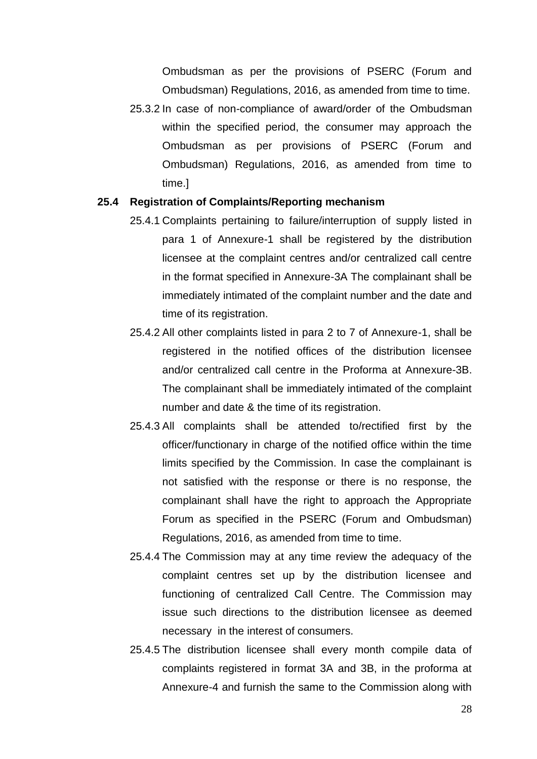Ombudsman as per the provisions of PSERC (Forum and Ombudsman) Regulations, 2016, as amended from time to time.

25.3.2 In case of non-compliance of award/order of the Ombudsman within the specified period, the consumer may approach the Ombudsman as per provisions of PSERC (Forum and Ombudsman) Regulations, 2016, as amended from time to time.]

**25.4 Registration of Complaints/Reporting mechanism**

25.4.1 Complaints pertaining to failure/interruption of supply listed in para 1 of Annexure-1 shall be registered by the distribution licensee at the complaint centres and/or centralized call centre in the format specified in Annexure-3A The complainant shall be immediately intimated of the complaint number and the date and time of its registration.

25.4.2 All other complaints listed in para 2 to 7 of Annexure-1, shall be registered in the notified offices of the distribution licensee and/or centralized call centre in the Proforma at Annexure-3B. The complainant shall be immediately intimated of the complaint number and date & the time of its registration.

25.4.3 All complaints shall be attended to/rectified first by the officer/functionary in charge of the notified office within the time limits specified by the Commission. In case the complainant is not satisfied with the response or there is no response, the complainant shall have the right to approach the Appropriate Forum as specified in the PSERC (Forum and Ombudsman) Regulations, 2016, as amended from time to time.

25.4.4 The Commission may at any time review the adequacy of the complaint centres set up by the distribution licensee and functioning of centralized Call Centre. The Commission may issue such directions to the distribution licensee as deemed necessary in the interest of consumers.

25.4.5 The distribution licensee shall every month compile data of complaints registered in format 3A and 3B, in the proforma at Annexure-4 and furnish the same to the Commission along with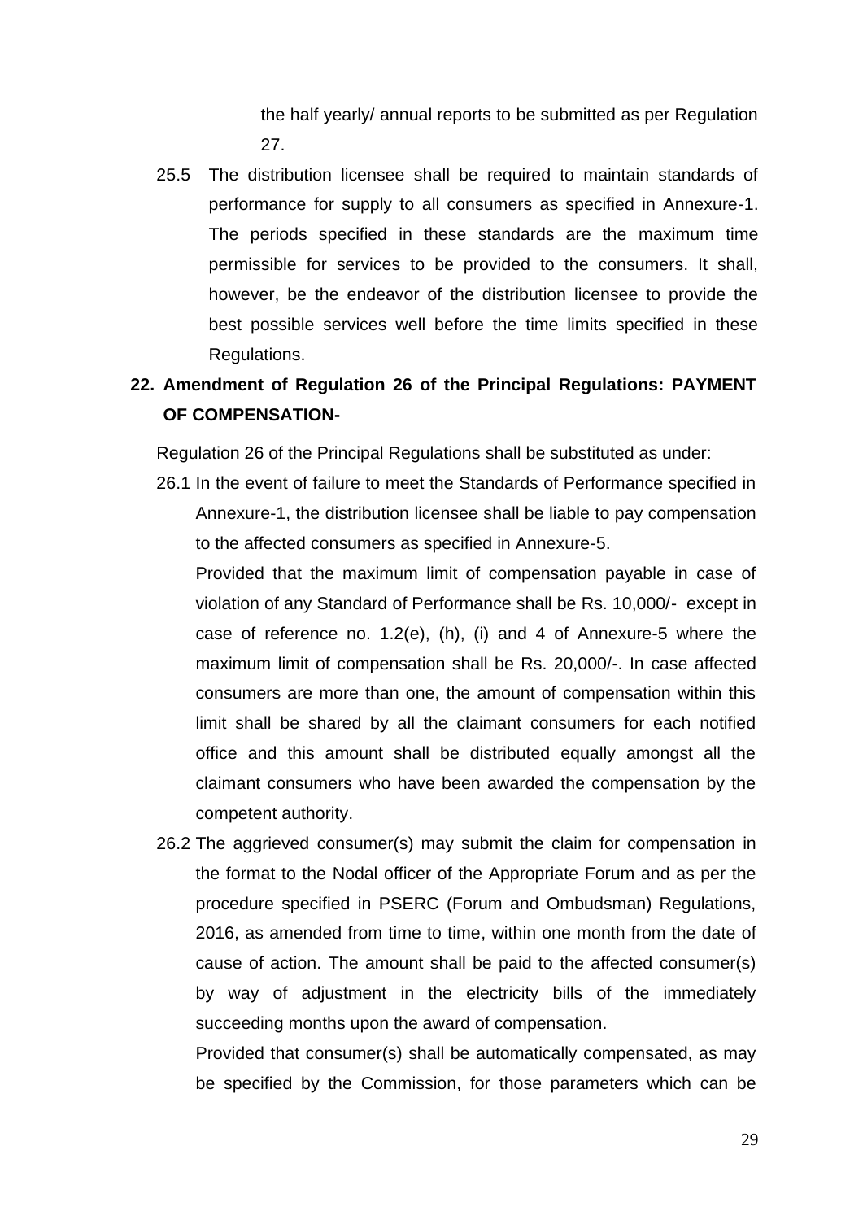the half yearly/ annual reports to be submitted as per Regulation 27.

25.5 The distribution licensee shall be required to maintain standards of performance for supply to all consumers as specified in Annexure-1. The periods specified in these standards are the maximum time permissible for services to be provided to the consumers. It shall, however, be the endeavor of the distribution licensee to provide the best possible services well before the time limits specified in these Regulations.

**22. Amendment of Regulation 26 of the Principal Regulations: PAYMENT OF COMPENSATION-**

Regulation 26 of the Principal Regulations shall be substituted as under:

26.1 In the event of failure to meet the Standards of Performance specified in Annexure-1, the distribution licensee shall be liable to pay compensation to the affected consumers as specified in Annexure-5.

Provided that the maximum limit of compensation payable in case of violation of any Standard of Performance shall be Rs. 10,000/- except in case of reference no. 1.2(e), (h), (i) and 4 of Annexure-5 where the maximum limit of compensation shall be Rs. 20,000/-. In case affected consumers are more than one, the amount of compensation within this limit shall be shared by all the claimant consumers for each notified office and this amount shall be distributed equally amongst all the claimant consumers who have been awarded the compensation by the competent authority.

26.2 The aggrieved consumer(s) may submit the claim for compensation in the format to the Nodal officer of the Appropriate Forum and as per the procedure specified in PSERC (Forum and Ombudsman) Regulations, 2016, as amended from time to time, within one month from the date of cause of action. The amount shall be paid to the affected consumer(s) by way of adjustment in the electricity bills of the immediately succeeding months upon the award of compensation.

Provided that consumer(s) shall be automatically compensated, as may be specified by the Commission, for those parameters which can be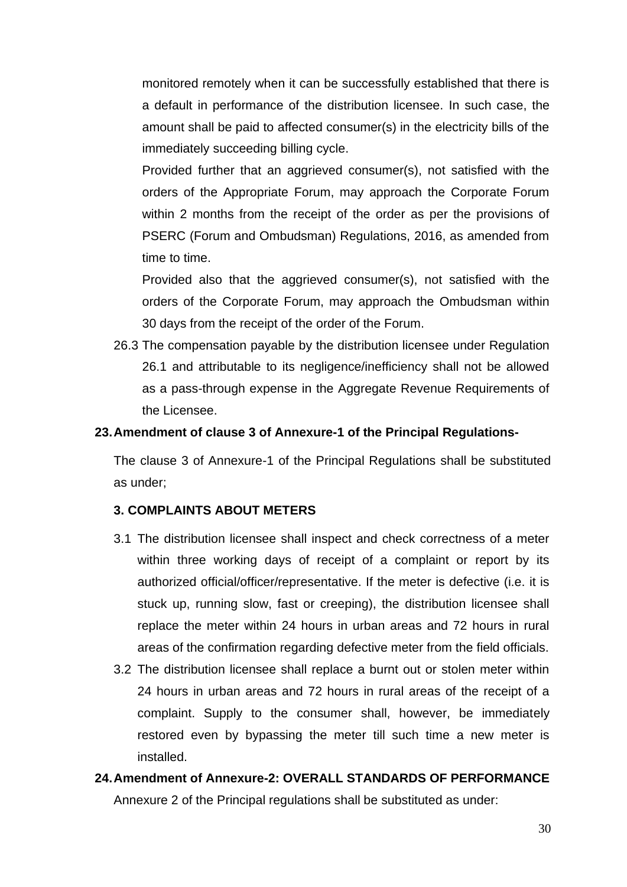monitored remotely when it can be successfully established that there is a default in performance of the distribution licensee. In such case, the amount shall be paid to affected consumer(s) in the electricity bills of the immediately succeeding billing cycle.

Provided further that an aggrieved consumer(s), not satisfied with the orders of the Appropriate Forum, may approach the Corporate Forum within 2 months from the receipt of the order as per the provisions of PSERC (Forum and Ombudsman) Regulations, 2016, as amended from time to time.

Provided also that the aggrieved consumer(s), not satisfied with the orders of the Corporate Forum, may approach the Ombudsman within 30 days from the receipt of the order of the Forum.

26.3 The compensation payable by the distribution licensee under Regulation 26.1 and attributable to its negligence/inefficiency shall not be allowed as a pass-through expense in the Aggregate Revenue Requirements of the Licensee.

**23. Amendment of clause 3 of Annexure-1 of the Principal Regulations-**

The clause 3 of Annexure-1 of the Principal Regulations shall be substituted as under;

**3. COMPLAINTS ABOUT METERS**

3.1 The distribution licensee shall inspect and check correctness of a meter within three working days of receipt of a complaint or report by its authorized official/officer/representative. If the meter is defective (i.e. it is stuck up, running slow, fast or creeping), the distribution licensee shall replace the meter within 24 hours in urban areas and 72 hours in rural areas of the confirmation regarding defective meter from the field officials.

3.2 The distribution licensee shall replace a burnt out or stolen meter within 24 hours in urban areas and 72 hours in rural areas of the receipt of a complaint. Supply to the consumer shall, however, be immediately restored even by bypassing the meter till such time a new meter is installed.

**24. Amendment of Annexure-2: OVERALL STANDARDS OF PERFORMANCE**

Annexure 2 of the Principal regulations shall be substituted as under: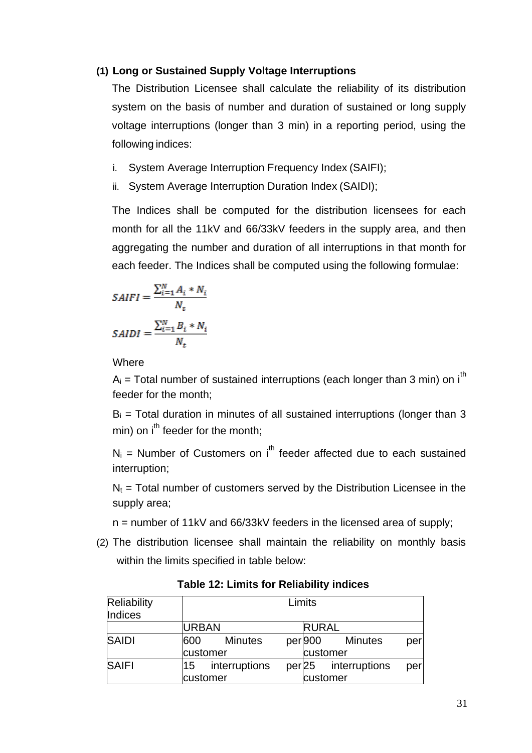**(1) Long or Sustained Supply Voltage Interruptions**

The Distribution Licensee shall calculate the reliability of its distribution system on the basis of number and duration of sustained or long supply voltage interruptions (longer than 3 min) in a reporting period, using the following indices:

i. System Average Interruption Frequency Index (SAIFI);

ii. System Average Interruption Duration Index (SAIDI);

The Indices shall be computed for the distribution licensees for each month for all the 11kV and 66/33kV feeders in the supply area, and then aggregating the number and duration of all interruptions in that month for each feeder. The Indices shall be computed using the following formulae:

$$SAIFI = \frac{\sum_{i=1}^{N} A_i * N_i}{N_t}$$

$$SAIDI = \frac{\sum_{i=1}^{N} B_i * N_i}{N_t}$$

Where

$A_i$ = Total number of sustained interruptions (each longer than 3 min) on $i^{th}$ feeder for the month;

$B_i$ = Total duration in minutes of all sustained interruptions (longer than 3 min) on $i^{th}$ feeder for the month;

$N_i$ = Number of Customers on $i^{th}$ feeder affected due to each sustained interruption;

$N_t$ = Total number of customers served by the Distribution Licensee in the supply area;

n = number of 11kV and 66/33kV feeders in the licensed area of supply;

(2) The distribution licensee shall maintain the reliability on monthly basis within the limits specified in table below:

**Table 12: Limits for Reliability indices**

| Reliability Indices | Limits | |
|---|---|---|
| | URBAN | RURAL |
| SAIDI | 600 Minutes per customer | 900 Minutes per customer |
| SAIFI | 15 interruptions per customer | 25 interruptions per customer |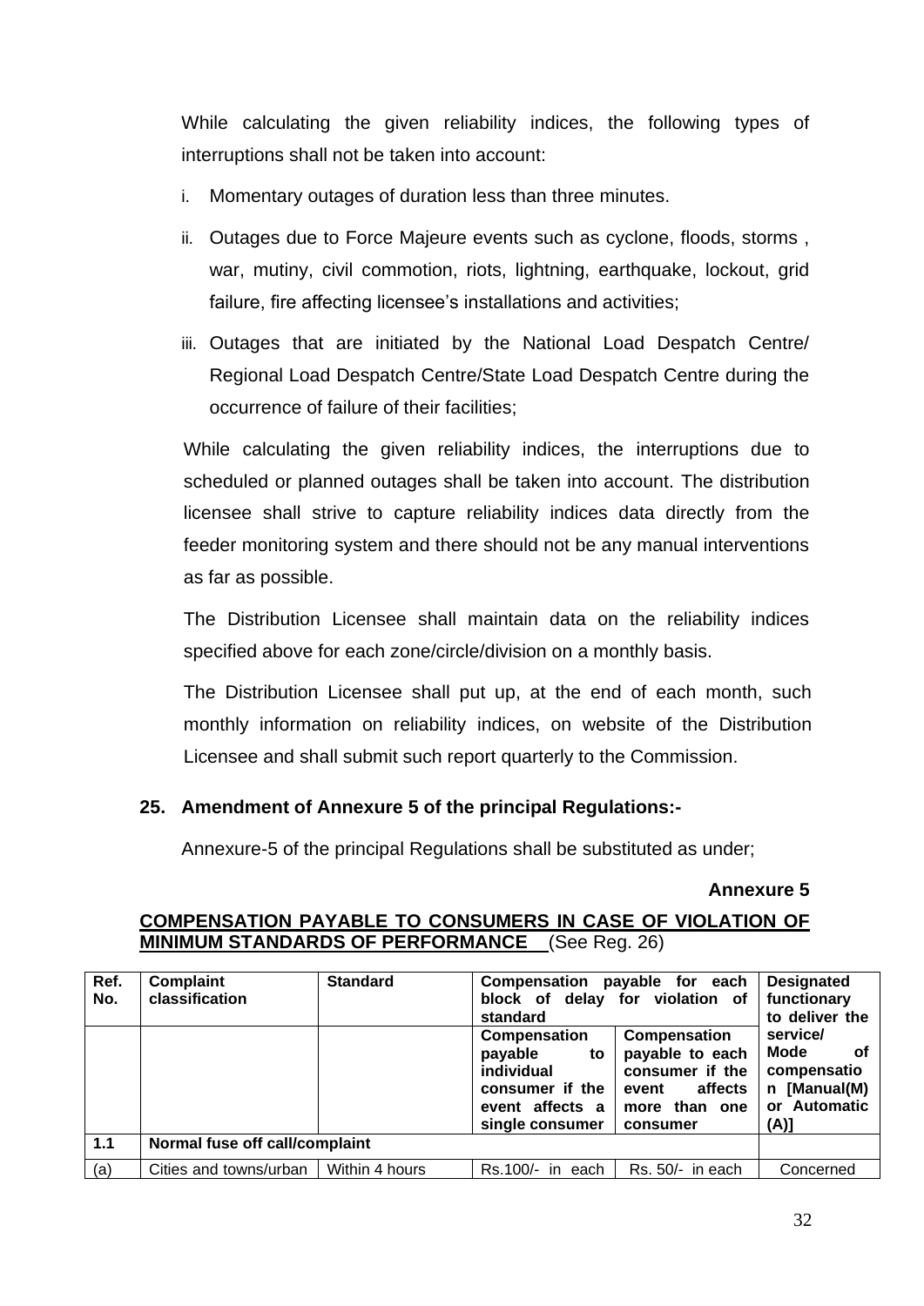While calculating the given reliability indices, the following types of interruptions shall not be taken into account:

i. Momentary outages of duration less than three minutes.

ii. Outages due to Force Majeure events such as cyclone, floods, storms , war, mutiny, civil commotion, riots, lightning, earthquake, lockout, grid failure, fire affecting licensee's installations and activities;

iii. Outages that are initiated by the National Load Despatch Centre/ Regional Load Despatch Centre/State Load Despatch Centre during the occurrence of failure of their facilities;

While calculating the given reliability indices, the interruptions due to scheduled or planned outages shall be taken into account. The distribution licensee shall strive to capture reliability indices data directly from the feeder monitoring system and there should not be any manual interventions as far as possible.

The Distribution Licensee shall maintain data on the reliability indices specified above for each zone/circle/division on a monthly basis.

The Distribution Licensee shall put up, at the end of each month, such monthly information on reliability indices, on website of the Distribution Licensee and shall submit such report quarterly to the Commission.

**25. Amendment of Annexure 5 of the principal Regulations:-**

Annexure-5 of the principal Regulations shall be substituted as under;

**Annexure 5**

**COMPENSATION PAYABLE TO CONSUMERS IN CASE OF VIOLATION OF MINIMUM STANDARDS OF PERFORMANCE** (See Reg. 26)

| Ref. No. | Complaint classification | Standard | Compensation payable for each block of delay for violation of standard | | Designated functionary to deliver the service/ Mode of compensation [Manual(M) or Automatic (A)] |
|---|---|---|---|---|---|
| | | | Compensation payable to individual consumer if the event affects a single consumer | Compensation payable to each consumer if the event affects more than one consumer | |
| **1.1** | **Normal fuse off call/complaint** | | | | |
| (a) | Cities and towns/urban | Within 4 hours | Rs.100/- in each | Rs. 50/- in each | Concerned |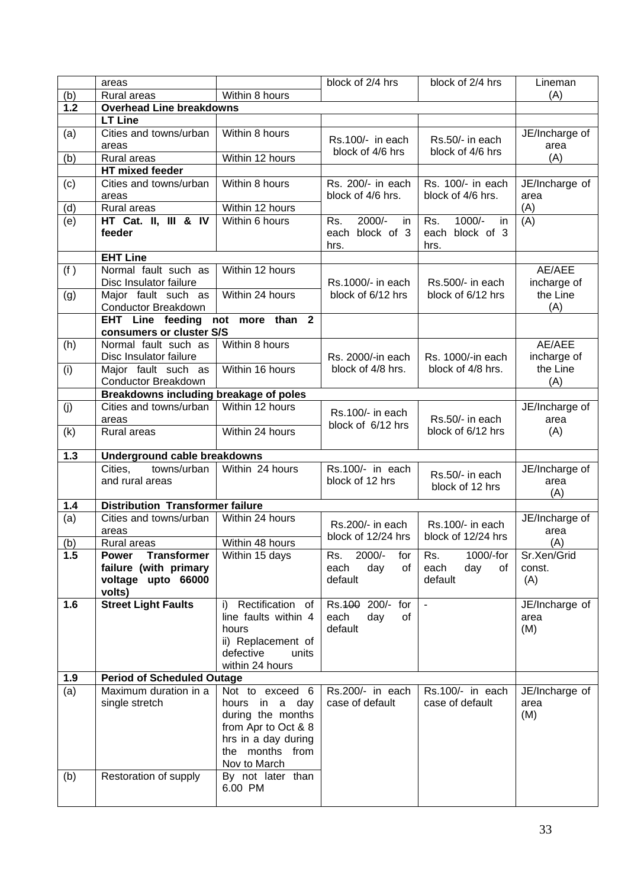| | areas | | block of 2/4 hrs | block of 2/4 hrs | Lineman |
|---|---|---|---|---|---|
| (b) | Rural areas | Within 8 hours | | | (A) |
| **1.2** | **Overhead Line breakdowns** | | | | |
| | **LT Line** | | | | |
| (a) | Cities and towns/urban areas | Within 8 hours | Rs.100/- in each block of 4/6 hrs | Rs.50/- in each block of 4/6 hrs | JE/Incharge of area (A) |
| (b) | Rural areas | Within 12 hours | | | |
| | **HT mixed feeder** | | | | |
| (c) | Cities and towns/urban areas | Within 8 hours | Rs. 200/- in each block of 4/6 hrs. | Rs. 100/- in each block of 4/6 hrs. | JE/Incharge of area (A) |
| (d) | Rural areas | Within 12 hours | | | |
| (e) | **HT Cat. II, III & IV feeder** | Within 6 hours | Rs. 2000/- in each block of 3 hrs. | Rs. 1000/- in each block of 3 hrs. | (A) |
| | **EHT Line** | | | | |
| (f ) | Normal fault such as Disc Insulator failure | Within 12 hours | Rs.1000/- in each block of 6/12 hrs | Rs.500/- in each block of 6/12 hrs | AE/AEE incharge of the Line (A) |
| (g) | Major fault such as Conductor Breakdown | Within 24 hours | | | |
| | **EHT Line feeding not more than 2 consumers or cluster S/S** | | | | |
| (h) | Normal fault such as Disc Insulator failure | Within 8 hours | Rs. 2000/-in each block of 4/8 hrs. | Rs. 1000/-in each block of 4/8 hrs. | AE/AEE incharge of the Line (A) |
| (i) | Major fault such as Conductor Breakdown | Within 16 hours | | | |
| | **Breakdowns including breakage of poles** | | | | |
| (j) | Cities and towns/urban areas | Within 12 hours | Rs.100/- in each block of 6/12 hrs | Rs.50/- in each block of 6/12 hrs | JE/Incharge of area (A) |
| (k) | Rural areas | Within 24 hours | | | |
| **1.3** | **Underground cable breakdowns** | | | | |
| | Cities, towns/urban and rural areas | Within 24 hours | Rs.100/- in each block of 12 hrs | Rs.50/- in each block of 12 hrs | JE/Incharge of area (A) |
| **1.4** | **Distribution Transformer failure** | | | | |
| (a) | Cities and towns/urban areas | Within 24 hours | Rs.200/- in each block of 12/24 hrs | Rs.100/- in each block of 12/24 hrs | JE/Incharge of area (A) |
| (b) | Rural areas | Within 48 hours | | | |
| **1.5** | **Power Transformer failure (with primary voltage upto 66000 volts)** | Within 15 days | Rs. 2000/- for each day of default | Rs. 1000/-for each day of default | Sr.Xen/Grid const. (A) |
| **1.6** | **Street Light Faults** | i) Rectification of line faults within 4 hours ii) Replacement of defective units within 24 hours | Rs.~~100~~ 200/- for each day of default | - | JE/Incharge of area (M) |
| **1.9** | **Period of Scheduled Outage** | | | | |
| (a) | Maximum duration in a single stretch | Not to exceed 6 hours in a day during the months from Apr to Oct & 8 hrs in a day during the months from Nov to March | Rs.200/- in each case of default | Rs.100/- in each case of default | JE/Incharge of area (M) |
| (b) | Restoration of supply | By not later than 6.00 PM | | | |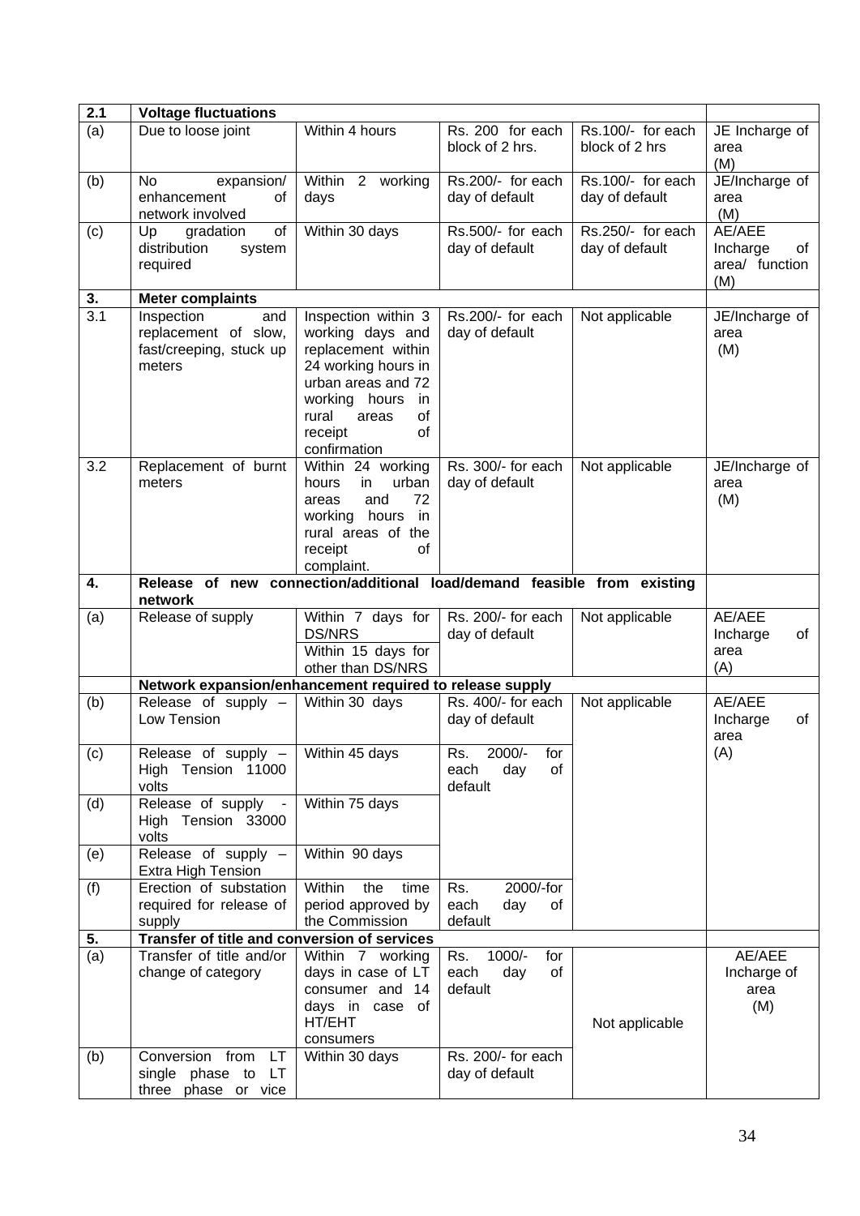| 2.1 | Voltage fluctuations | | | | |
|---|---|---|---|---|---|
| (a) | Due to loose joint | Within 4 hours | Rs. 200 for each block of 2 hrs. | Rs.100/- for each block of 2 hrs | JE Incharge of area (M) |
| (b) | No expansion/ enhancement of network involved | Within 2 working days | Rs.200/- for each day of default | Rs.100/- for each day of default | JE/Incharge of area (M) |
| (c) | Up gradation of distribution system required | Within 30 days | Rs.500/- for each day of default | Rs.250/- for each day of default | AE/AEE Incharge of area/ function (M) |
| **3.** | **Meter complaints** | | | | |
| 3.1 | Inspection and replacement of slow, fast/creeping, stuck up meters | Inspection within 3 working days and replacement within 24 working hours in urban areas and 72 working hours in rural areas of receipt of confirmation | Rs.200/- for each day of default | Not applicable | JE/Incharge of area (M) |
| 3.2 | Replacement of burnt meters | Within 24 working hours in urban areas and 72 working hours in rural areas of the receipt of complaint. | Rs. 300/- for each day of default | Not applicable | JE/Incharge of area (M) |
| **4.** | **Release of new connection/additional load/demand feasible from existing network** | | | | |
| (a) | Release of supply | Within 7 days for DS/NRS<br>Within 15 days for other than DS/NRS | Rs. 200/- for each day of default | Not applicable | AE/AEE Incharge of area (A) |
| | **Network expansion/enhancement required to release supply** | | | | |
| (b) | Release of supply – Low Tension | Within 30 days | Rs. 400/- for each day of default | Not applicable | AE/AEE Incharge of area (A) |
| (c) | Release of supply – High Tension 11000 volts | Within 45 days | Rs. 2000/- for each day of default | | |
| (d) | Release of supply - High Tension 33000 volts | Within 75 days | | | |
| (e) | Release of supply – Extra High Tension | Within 90 days | | | |
| (f) | Erection of substation required for release of supply | Within the time period approved by the Commission | Rs. 2000/-for each day of default | | |
| **5.** | **Transfer of title and conversion of services** | | | | |
| (a) | Transfer of title and/or change of category | Within 7 working days in case of LT consumer and 14 days in case of HT/EHT consumers | Rs. 1000/- for each day of default | Not applicable | AE/AEE Incharge of area (M) |
| (b) | Conversion from LT single phase to LT three phase or vice | Within 30 days | Rs. 200/- for each day of default | | |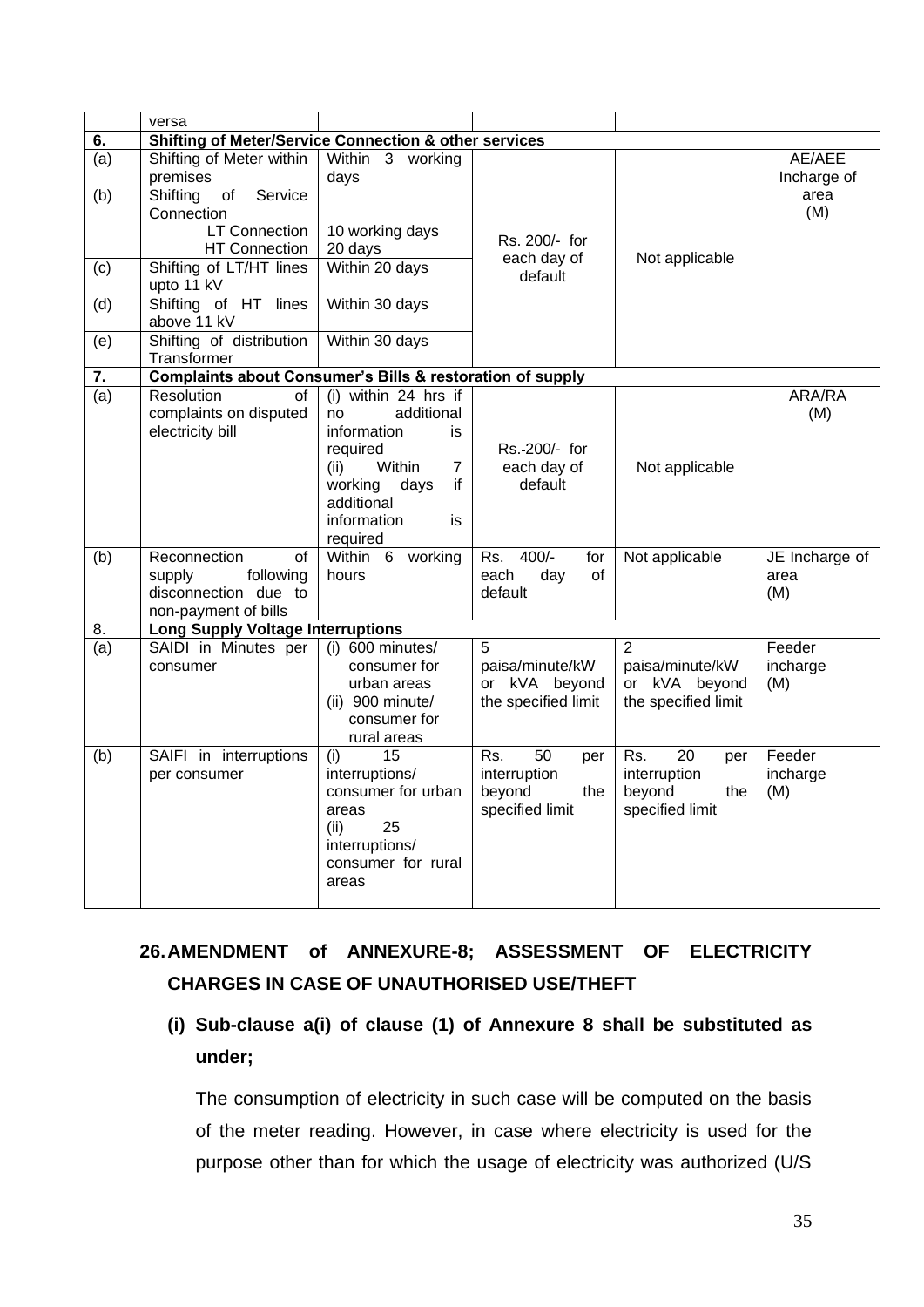| | versa | | | | |
|---|---|---|---|---|---|
| **6.** | **Shifting of Meter/Service Connection & other services** | | | | |
| (a) | Shifting of Meter within premises | Within 3 working days | Rs. 200/- for each day of default | Not applicable | AE/AEE Incharge of area (M) |
| (b) | Shifting of Service Connection<br>LT Connection<br>HT Connection | <br>10 working days<br>20 days | | | |
| (c) | Shifting of LT/HT lines upto 11 kV | Within 20 days | | | |
| (d) | Shifting of HT lines above 11 kV | Within 30 days | | | |
| (e) | Shifting of distribution Transformer | Within 30 days | | | |
| **7.** | **Complaints about Consumer's Bills & restoration of supply** | | | | |
| (a) | Resolution of complaints on disputed electricity bill | (i) within 24 hrs if no additional information is required<br>(ii) Within 7 working days if additional information is required | Rs.-200/- for each day of default | Not applicable | ARA/RA (M) |
| (b) | Reconnection of supply following disconnection due to non-payment of bills | Within 6 working hours | Rs. 400/- for each day of default | Not applicable | JE Incharge of area (M) |
| 8. | **Long Supply Voltage Interruptions** | | | | |
| (a) | SAIDI in Minutes per consumer | (i) 600 minutes/ consumer for urban areas<br>(ii) 900 minute/ consumer for rural areas | 5 paisa/minute/kW or kVA beyond the specified limit | 2 paisa/minute/kW or kVA beyond the specified limit | Feeder incharge (M) |
| (b) | SAIFI in interruptions per consumer | (i) 15 interruptions/ consumer for urban areas<br>(ii) 25 interruptions/ consumer for rural areas | Rs. 50 per interruption beyond the specified limit | Rs. 20 per interruption beyond the specified limit | Feeder incharge (M) |

## 26. AMENDMENT of ANNEXURE-8; ASSESSMENT OF ELECTRICITY CHARGES IN CASE OF UNAUTHORISED USE/THEFT

### (i) Sub-clause a(i) of clause (1) of Annexure 8 shall be substituted as under;

The consumption of electricity in such case will be computed on the basis of the meter reading. However, in case where electricity is used for the purpose other than for which the usage of electricity was authorized (U/S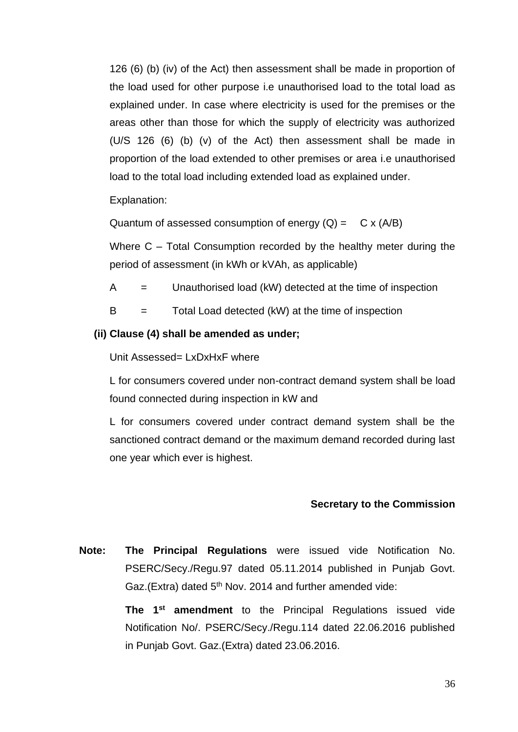126 (6) (b) (iv) of the Act) then assessment shall be made in proportion of the load used for other purpose i.e unauthorised load to the total load as explained under. In case where electricity is used for the premises or the areas other than those for which the supply of electricity was authorized (U/S 126 (6) (b) (v) of the Act) then assessment shall be made in proportion of the load extended to other premises or area i.e unauthorised load to the total load including extended load as explained under.

Explanation:

Quantum of assessed consumption of energy (Q) = $C \times (A/B)$

Where C – Total Consumption recorded by the healthy meter during the period of assessment (in kWh or kVAh, as applicable)

A = Unauthorised load (kW) detected at the time of inspection

B = Total Load detected (kW) at the time of inspection

**(ii) Clause (4) shall be amended as under;**

Unit Assessed= LxDxHxF where

L for consumers covered under non-contract demand system shall be load found connected during inspection in kW and

L for consumers covered under contract demand system shall be the sanctioned contract demand or the maximum demand recorded during last one year which ever is highest.

**Secretary to the Commission**

**Note:** **The Principal Regulations** were issued vide Notification No. PSERC/Secy./Regu.97 dated 05.11.2014 published in Punjab Govt. Gaz.(Extra) dated 5th Nov. 2014 and further amended vide:

**The 1st amendment** to the Principal Regulations issued vide Notification No/. PSERC/Secy./Regu.114 dated 22.06.2016 published in Punjab Govt. Gaz.(Extra) dated 23.06.2016.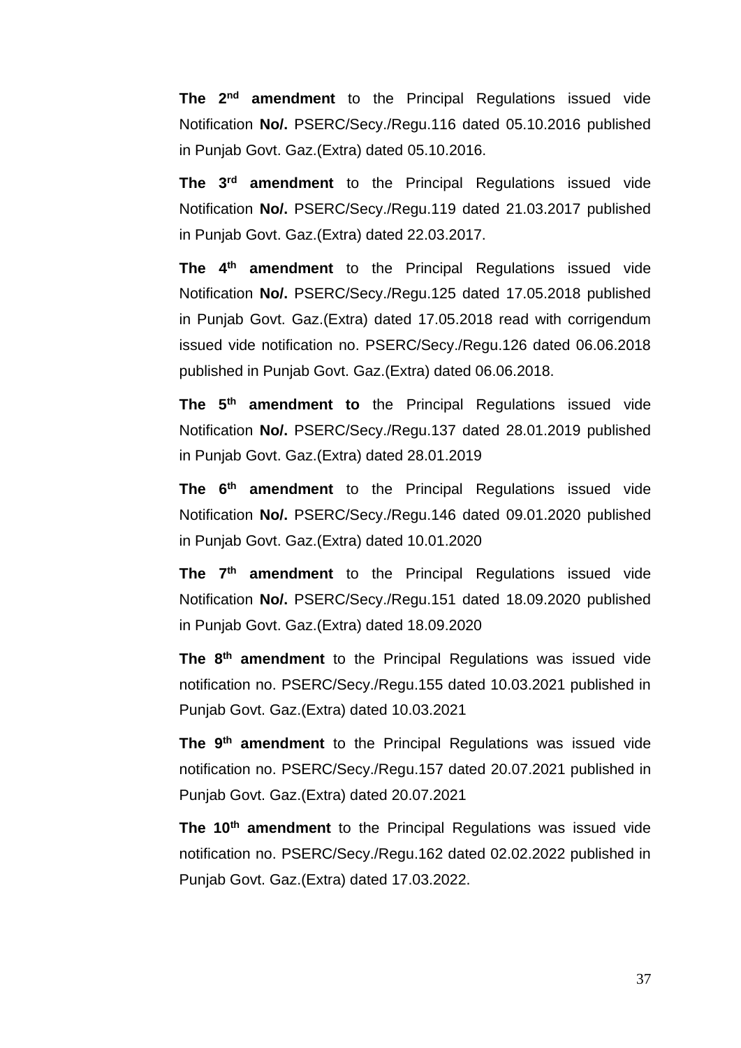**The 2nd amendment** to the Principal Regulations issued vide Notification **No/.** PSERC/Secy./Regu.116 dated 05.10.2016 published in Punjab Govt. Gaz.(Extra) dated 05.10.2016.

**The 3rd amendment** to the Principal Regulations issued vide Notification **No/.** PSERC/Secy./Regu.119 dated 21.03.2017 published in Punjab Govt. Gaz.(Extra) dated 22.03.2017.

**The 4th amendment** to the Principal Regulations issued vide Notification **No/.** PSERC/Secy./Regu.125 dated 17.05.2018 published in Punjab Govt. Gaz.(Extra) dated 17.05.2018 read with corrigendum issued vide notification no. PSERC/Secy./Regu.126 dated 06.06.2018 published in Punjab Govt. Gaz.(Extra) dated 06.06.2018.

**The 5th amendment to** the Principal Regulations issued vide Notification **No/.** PSERC/Secy./Regu.137 dated 28.01.2019 published in Punjab Govt. Gaz.(Extra) dated 28.01.2019

**The 6th amendment** to the Principal Regulations issued vide Notification **No/.** PSERC/Secy./Regu.146 dated 09.01.2020 published in Punjab Govt. Gaz.(Extra) dated 10.01.2020

**The 7th amendment** to the Principal Regulations issued vide Notification **No/.** PSERC/Secy./Regu.151 dated 18.09.2020 published in Punjab Govt. Gaz.(Extra) dated 18.09.2020

**The 8th amendment** to the Principal Regulations was issued vide notification no. PSERC/Secy./Regu.155 dated 10.03.2021 published in Punjab Govt. Gaz.(Extra) dated 10.03.2021

**The 9th amendment** to the Principal Regulations was issued vide notification no. PSERC/Secy./Regu.157 dated 20.07.2021 published in Punjab Govt. Gaz.(Extra) dated 20.07.2021

**The 10th amendment** to the Principal Regulations was issued vide notification no. PSERC/Secy./Regu.162 dated 02.02.2022 published in Punjab Govt. Gaz.(Extra) dated 17.03.2022.